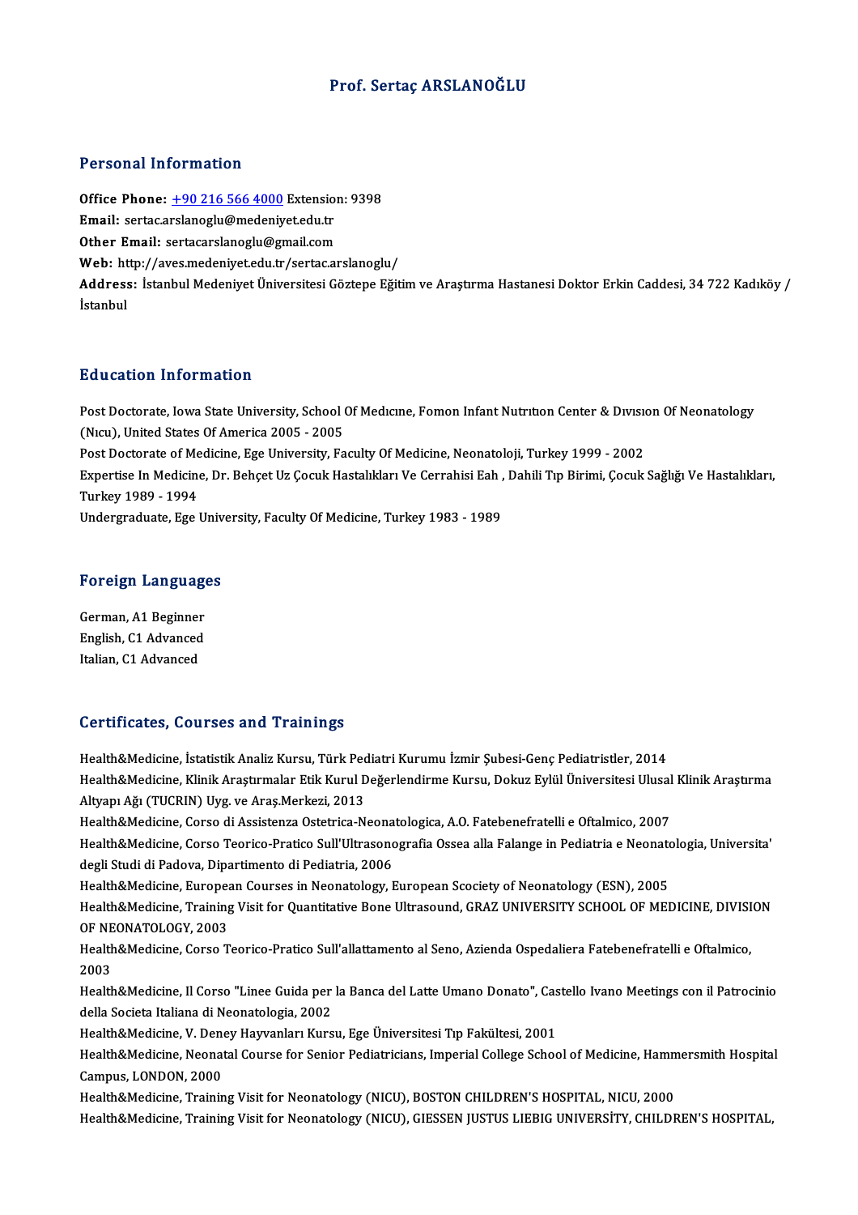# Prof. Sertaç ARSLANOĞLU

## Personal Information

**Office Phone:** +90 216 566 4000 Extension: 9398
**Email:** sertac.arslanoglu@medeniyet.edu.tr
**Other Email:** sertacarslanoglu@gmail.com
**Web:** http://aves.medeniyet.edu.tr/sertac.arslanoglu/
**Address:** İstanbul Medeniyet Üniversitesi Göztepe Eğitim ve Araştırma Hastanesi Doktor Erkin Caddesi, 34 722 Kadıköy / İstanbul

## Education Information

Post Doctorate, Iowa State University, School Of Medıcıne, Fomon Infant Nutrıtıon Center & Dıvısıon Of Neonatology (Nıcu), United States Of America 2005 - 2005
Post Doctorate of Medicine, Ege University, Faculty Of Medicine, Neonatoloji, Turkey 1999 - 2002
Expertise In Medicine, Dr. Behçet Uz Çocuk Hastalıkları Ve Cerrahisi Eah , Dahili Tıp Birimi, Çocuk Sağlığı Ve Hastalıkları, Turkey 1989 - 1994
Undergraduate, Ege University, Faculty Of Medicine, Turkey 1983 - 1989

## Foreign Languages

German, A1 Beginner
English, C1 Advanced
Italian, C1 Advanced

## Certificates, Courses and Trainings

Health&Medicine, İstatistik Analiz Kursu, Türk Pediatri Kurumu İzmir Şubesi-Genç Pediatristler, 2014
Health&Medicine, Klinik Araştırmalar Etik Kurul Değerlendirme Kursu, Dokuz Eylül Üniversitesi Ulusal Klinik Araştırma Altyapı Ağı (TUCRIN) Uyg. ve Araş.Merkezi, 2013
Health&Medicine, Corso di Assistenza Ostetrica-Neonatologica, A.O. Fatebenefratelli e Oftalmico, 2007
Health&Medicine, Corso Teorico-Pratico Sull'Ultrasonografia Ossea alla Falange in Pediatria e Neonatologia, Universita' degli Studi di Padova, Dipartimento di Pediatria, 2006
Health&Medicine, European Courses in Neonatology, European Scociety of Neonatology (ESN), 2005
Health&Medicine, Training Visit for Quantitative Bone Ultrasound, GRAZ UNIVERSITY SCHOOL OF MEDICINE, DIVISION OF NEONATOLOGY, 2003
Health&Medicine, Corso Teorico-Pratico Sull'allattamento al Seno, Azienda Ospedaliera Fatebenefratelli e Oftalmico, 2003
Health&Medicine, Il Corso "Linee Guida per la Banca del Latte Umano Donato", Castello Ivano Meetings con il Patrocinio della Societa Italiana di Neonatologia, 2002
Health&Medicine, V. Deney Hayvanları Kursu, Ege Üniversitesi Tıp Fakültesi, 2001
Health&Medicine, Neonatal Course for Senior Pediatricians, Imperial College School of Medicine, Hammersmith Hospital Campus, LONDON, 2000
Health&Medicine, Training Visit for Neonatology (NICU), BOSTON CHILDREN'S HOSPITAL, NICU, 2000
Health&Medicine, Training Visit for Neonatology (NICU), GIESSEN JUSTUS LIEBIG UNIVERSİTY, CHILDREN'S HOSPITAL,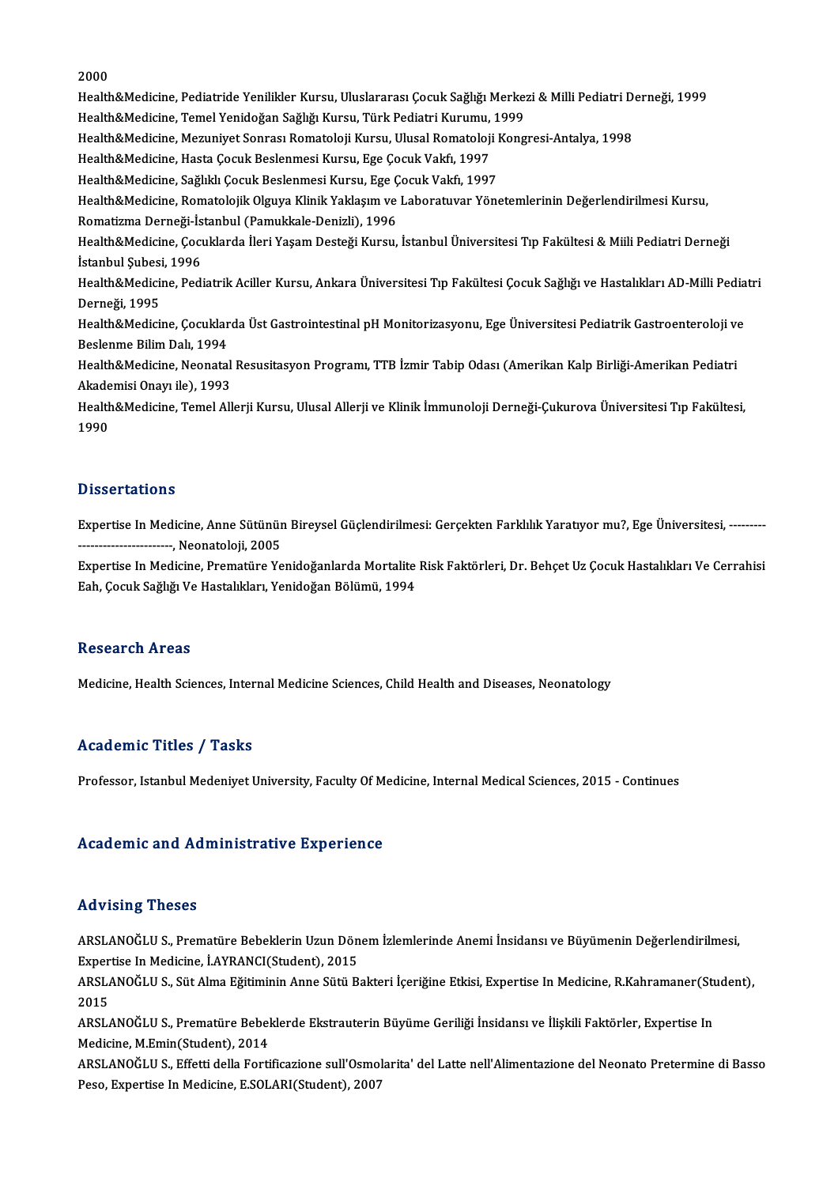2000

Health&Medicine, Pediatride Yenilikler Kursu, Uluslararası Çocuk Sağlığı Merkezi & Milli Pediatri Derneği, 1999

Health&Medicine, Temel Yenidoğan Sağlığı Kursu, Türk Pediatri Kurumu, 1999

Health&Medicine, Mezuniyet Sonrası Romatoloji Kursu, Ulusal Romatoloji Kongresi-Antalya, 1998

Health&Medicine, Hasta Çocuk Beslenmesi Kursu, Ege Çocuk Vakfı, 1997

Health&Medicine, Sağlıklı Çocuk Beslenmesi Kursu, Ege Çocuk Vakfı, 1997

Health&Medicine, Romatolojik Olguya Klinik Yaklaşım ve Laboratuvar Yönetemlerinin Değerlendirilmesi Kursu, Romatizma Derneği-İstanbul (Pamukkale-Denizli), 1996

Health&Medicine, Çocuklarda İleri Yaşam Desteği Kursu, İstanbul Üniversitesi Tıp Fakültesi & Miili Pediatri Derneği İstanbul Şubesi, 1996

Health&Medicine, Pediatrik Aciller Kursu, Ankara Üniversitesi Tıp Fakültesi Çocuk Sağlığı ve Hastalıkları AD-Milli Pediatri Derneği, 1995

Health&Medicine, Çocuklarda Üst Gastrointestinal pH Monitorizasyonu, Ege Üniversitesi Pediatrik Gastroenteroloji ve Beslenme Bilim Dalı, 1994

Health&Medicine, Neonatal Resusitasyon Programı, TTB İzmir Tabip Odası (Amerikan Kalp Birliği-Amerikan Pediatri Akademisi Onayı ile), 1993

Health&Medicine, Temel Allerji Kursu, Ulusal Allerji ve Klinik İmmunoloji Derneği-Çukurova Üniversitesi Tıp Fakültesi, 1990

## Dissertations

Expertise In Medicine, Anne Sütünün Bireysel Güçlendirilmesi: Gerçekten Farklılık Yaratıyor mu?, Ege Üniversitesi, -------------------------------, Neonatoloji, 2005

Expertise In Medicine, Prematüre Yenidoğanlarda Mortalite Risk Faktörleri, Dr. Behçet Uz Çocuk Hastalıkları Ve Cerrahisi Eah, Çocuk Sağlığı Ve Hastalıkları, Yenidoğan Bölümü, 1994

## Research Areas

Medicine, Health Sciences, Internal Medicine Sciences, Child Health and Diseases, Neonatology

## Academic Titles / Tasks

Professor, Istanbul Medeniyet University, Faculty Of Medicine, Internal Medical Sciences, 2015 - Continues

## Academic and Administrative Experience

## Advising Theses

ARSLANOĞLU S., Prematüre Bebeklerin Uzun Dönem İzlemlerinde Anemi İnsidansı ve Büyümenin Değerlendirilmesi, Expertise In Medicine, İ.AYRANCI(Student), 2015

ARSLANOĞLU S., Süt Alma Eğitiminin Anne Sütü Bakteri İçeriğine Etkisi, Expertise In Medicine, R.Kahramaner(Student), 2015

ARSLANOĞLU S., Prematüre Bebeklerde Ekstrauterin Büyüme Geriliği İnsidansı ve İlişkili Faktörler, Expertise In Medicine, M.Emin(Student), 2014

ARSLANOĞLU S., Effetti della Fortificazione sull'Osmolarita' del Latte nell'Alimentazione del Neonato Pretermine di Basso Peso, Expertise In Medicine, E.SOLARI(Student), 2007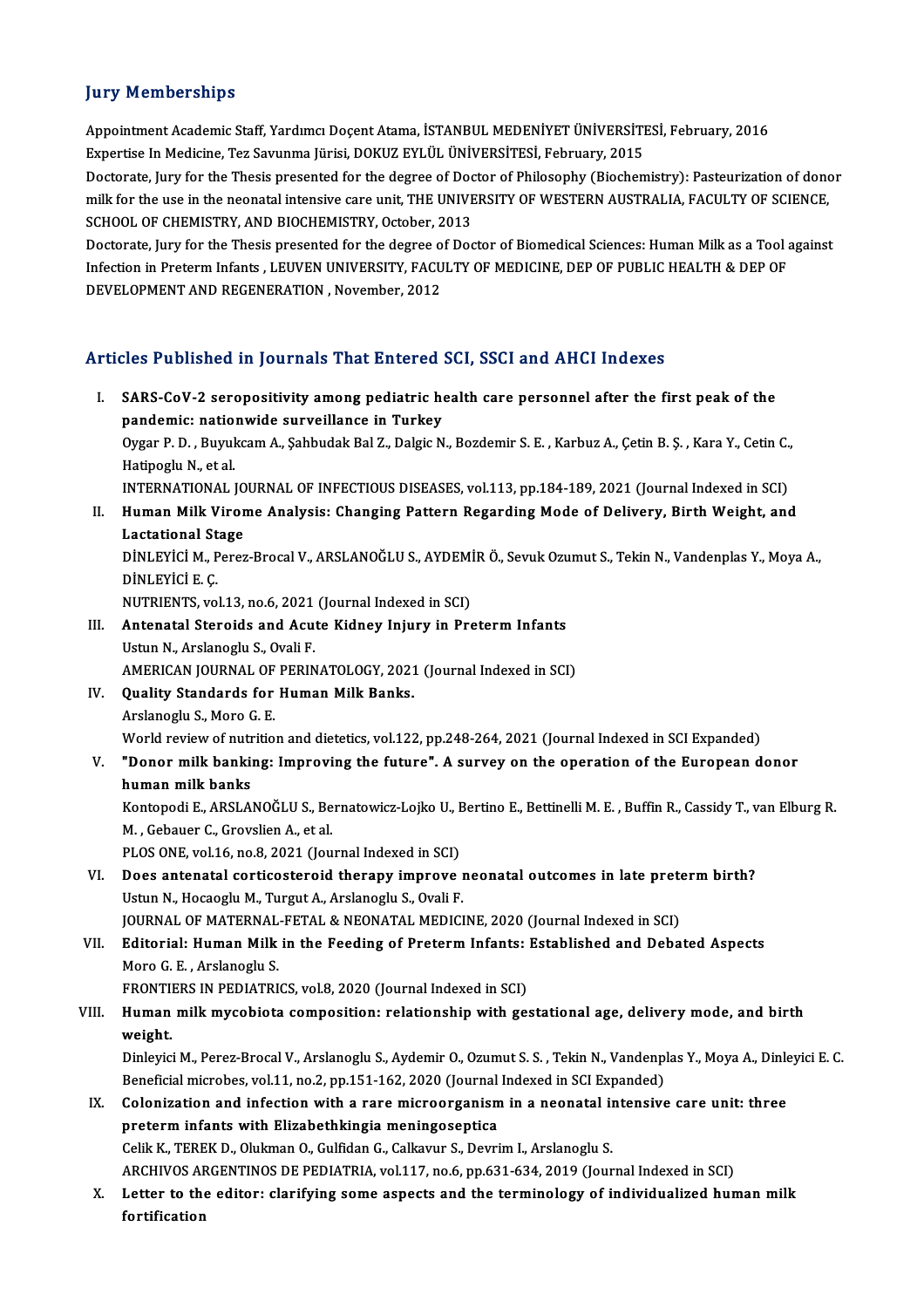## Jury Memberships

Appointment Academic Staff, Yardımcı Doçent Atama, İSTANBUL MEDENİYET ÜNİVERSİTESİ, February, 2016

Expertise In Medicine, Tez Savunma Jürisi, DOKUZ EYLÜL ÜNİVERSİTESİ, February, 2015

Doctorate, Jury for the Thesis presented for the degree of Doctor of Philosophy (Biochemistry): Pasteurization of donor milk for the use in the neonatal intensive care unit, THE UNIVERSITY OF WESTERN AUSTRALIA, FACULTY OF SCIENCE, SCHOOL OF CHEMISTRY, AND BIOCHEMISTRY, October, 2013

Doctorate, Jury for the Thesis presented for the degree of Doctor of Biomedical Sciences: Human Milk as a Tool against Infection in Preterm Infants , LEUVEN UNIVERSITY, FACULTY OF MEDICINE, DEP OF PUBLIC HEALTH & DEP OF DEVELOPMENT AND REGENERATION , November, 2012

## Articles Published in Journals That Entered SCI, SSCI and AHCI Indexes

I. **SARS-CoV-2 seropositivity among pediatric health care personnel after the first peak of the pandemic: nationwide surveillance in Turkey**
Oygar P. D. , Buyukcam A., Şahbudak Bal Z., Dalgic N., Bozdemir S. E. , Karbuz A., Çetin B. Ş. , Kara Y., Cetin C., Hatipoglu N., et al.
INTERNATIONAL JOURNAL OF INFECTIOUS DISEASES, vol.113, pp.184-189, 2021 (Journal Indexed in SCI)

II. **Human Milk Virome Analysis: Changing Pattern Regarding Mode of Delivery, Birth Weight, and Lactational Stage**
DİNLEYİCİ M., Perez-Brocal V., ARSLANOĞLU S., AYDEMİR Ö., Sevuk Ozumut S., Tekin N., Vandenplas Y., Moya A., DİNLEYİCİ E. Ç.
NUTRIENTS, vol.13, no.6, 2021 (Journal Indexed in SCI)

III. **Antenatal Steroids and Acute Kidney Injury in Preterm Infants**
Ustun N., Arslanoglu S., Ovali F.
AMERICAN JOURNAL OF PERINATOLOGY, 2021 (Journal Indexed in SCI)

IV. **Quality Standards for Human Milk Banks.**
Arslanoglu S., Moro G. E.
World review of nutrition and dietetics, vol.122, pp.248-264, 2021 (Journal Indexed in SCI Expanded)

V. **"Donor milk banking: Improving the future". A survey on the operation of the European donor human milk banks**
Kontopodi E., ARSLANOĞLU S., Bernatowicz-Lojko U., Bertino E., Bettinelli M. E. , Buffin R., Cassidy T., van Elburg R. M. , Gebauer C., Grovslien A., et al.
PLOS ONE, vol.16, no.8, 2021 (Journal Indexed in SCI)

VI. **Does antenatal corticosteroid therapy improve neonatal outcomes in late preterm birth?**
Ustun N., Hocaoglu M., Turgut A., Arslanoglu S., Ovali F.
JOURNAL OF MATERNAL-FETAL & NEONATAL MEDICINE, 2020 (Journal Indexed in SCI)

VII. **Editorial: Human Milk in the Feeding of Preterm Infants: Established and Debated Aspects**
Moro G. E. , Arslanoglu S.
FRONTIERS IN PEDIATRICS, vol.8, 2020 (Journal Indexed in SCI)

VIII. **Human milk mycobiota composition: relationship with gestational age, delivery mode, and birth weight.**
Dinleyici M., Perez-Brocal V., Arslanoglu S., Aydemir O., Ozumut S. S. , Tekin N., Vandenplas Y., Moya A., Dinleyici E. C.
Beneficial microbes, vol.11, no.2, pp.151-162, 2020 (Journal Indexed in SCI Expanded)

IX. **Colonization and infection with a rare microorganism in a neonatal intensive care unit: three preterm infants with Elizabethkingia meningoseptica**
Celik K., TEREK D., Olukman O., Gulfidan G., Calkavur S., Devrim I., Arslanoglu S.
ARCHIVOS ARGENTINOS DE PEDIATRIA, vol.117, no.6, pp.631-634, 2019 (Journal Indexed in SCI)

X. **Letter to the editor: clarifying some aspects and the terminology of individualized human milk fortification**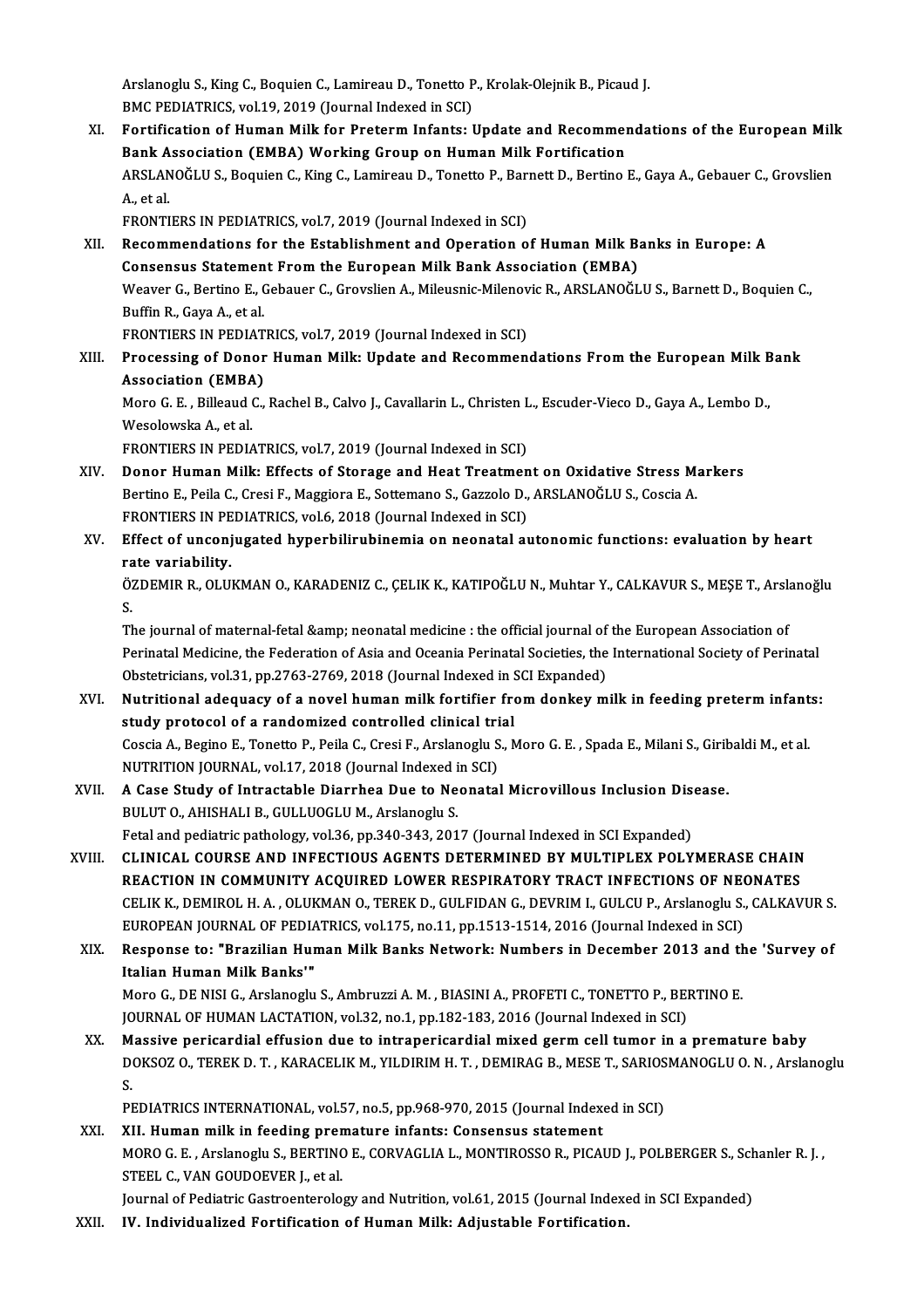Arslanoglu S., King C., Boquien C., Lamireau D., Tonetto P., Krolak-Olejnik B., Picaud J.
BMC PEDIATRICS, vol.19, 2019 (Journal Indexed in SCI)

XI. **Fortification of Human Milk for Preterm Infants: Update and Recommendations of the European Milk Bank Association (EMBA) Working Group on Human Milk Fortification**
ARSLANOĞLU S., Boquien C., King C., Lamireau D., Tonetto P., Barnett D., Bertino E., Gaya A., Gebauer C., Grovslien A., et al.
FRONTIERS IN PEDIATRICS, vol.7, 2019 (Journal Indexed in SCI)

XII. **Recommendations for the Establishment and Operation of Human Milk Banks in Europe: A Consensus Statement From the European Milk Bank Association (EMBA)**
Weaver G., Bertino E., Gebauer C., Grovslien A., Mileusnic-Milenovic R., ARSLANOĞLU S., Barnett D., Boquien C., Buffin R., Gaya A., et al.
FRONTIERS IN PEDIATRICS, vol.7, 2019 (Journal Indexed in SCI)

XIII. **Processing of Donor Human Milk: Update and Recommendations From the European Milk Bank Association (EMBA)**
Moro G. E. , Billeaud C., Rachel B., Calvo J., Cavallarin L., Christen L., Escuder-Vieco D., Gaya A., Lembo D., Wesolowska A., et al.
FRONTIERS IN PEDIATRICS, vol.7, 2019 (Journal Indexed in SCI)

XIV. **Donor Human Milk: Effects of Storage and Heat Treatment on Oxidative Stress Markers**
Bertino E., Peila C., Cresi F., Maggiora E., Sottemano S., Gazzolo D., ARSLANOĞLU S., Coscia A.
FRONTIERS IN PEDIATRICS, vol.6, 2018 (Journal Indexed in SCI)

XV. **Effect of unconjugated hyperbilirubinemia on neonatal autonomic functions: evaluation by heart rate variability.**
ÖZDEMIR R., OLUKMAN O., KARADENIZ C., ÇELIK K., KATIPOĞLU N., Muhtar Y., CALKAVUR S., MEŞE T., Arslanoğlu S.
The journal of maternal-fetal &amp; neonatal medicine : the official journal of the European Association of Perinatal Medicine, the Federation of Asia and Oceania Perinatal Societies, the International Society of Perinatal Obstetricians, vol.31, pp.2763-2769, 2018 (Journal Indexed in SCI Expanded)

XVI. **Nutritional adequacy of a novel human milk fortifier from donkey milk in feeding preterm infants: study protocol of a randomized controlled clinical trial**
Coscia A., Begino E., Tonetto P., Peila C., Cresi F., Arslanoglu S., Moro G. E. , Spada E., Milani S., Giribaldi M., et al.
NUTRITION JOURNAL, vol.17, 2018 (Journal Indexed in SCI)

XVII. **A Case Study of Intractable Diarrhea Due to Neonatal Microvillous Inclusion Disease.**
BULUT O., AHISHALI B., GULLUOGLU M., Arslanoglu S.
Fetal and pediatric pathology, vol.36, pp.340-343, 2017 (Journal Indexed in SCI Expanded)

XVIII. **CLINICAL COURSE AND INFECTIOUS AGENTS DETERMINED BY MULTIPLEX POLYMERASE CHAIN REACTION IN COMMUNITY ACQUIRED LOWER RESPIRATORY TRACT INFECTIONS OF NEONATES**
CELIK K., DEMIROL H. A. , OLUKMAN O., TEREK D., GULFIDAN G., DEVRIM I., GULCU P., Arslanoglu S., CALKAVUR S.
EUROPEAN JOURNAL OF PEDIATRICS, vol.175, no.11, pp.1513-1514, 2016 (Journal Indexed in SCI)

XIX. **Response to: "Brazilian Human Milk Banks Network: Numbers in December 2013 and the 'Survey of Italian Human Milk Banks'"**
Moro G., DE NISI G., Arslanoglu S., Ambruzzi A. M. , BIASINI A., PROFETI C., TONETTO P., BERTINO E.
JOURNAL OF HUMAN LACTATION, vol.32, no.1, pp.182-183, 2016 (Journal Indexed in SCI)

XX. **Massive pericardial effusion due to intrapericardial mixed germ cell tumor in a premature baby**
DOKSOZ O., TEREK D. T. , KARACELIK M., YILDIRIM H. T. , DEMIRAG B., MESE T., SARIOSMANOGLU O. N. , Arslanoglu S.
PEDIATRICS INTERNATIONAL, vol.57, no.5, pp.968-970, 2015 (Journal Indexed in SCI)

XXI. **XII. Human milk in feeding premature infants: Consensus statement**
MORO G. E. , Arslanoglu S., BERTINO E., CORVAGLIA L., MONTIROSSO R., PICAUD J., POLBERGER S., Schanler R. J. , STEEL C., VAN GOUDOEVER J., et al.
Journal of Pediatric Gastroenterology and Nutrition, vol.61, 2015 (Journal Indexed in SCI Expanded)

XXII. **IV. Individualized Fortification of Human Milk: Adjustable Fortification.**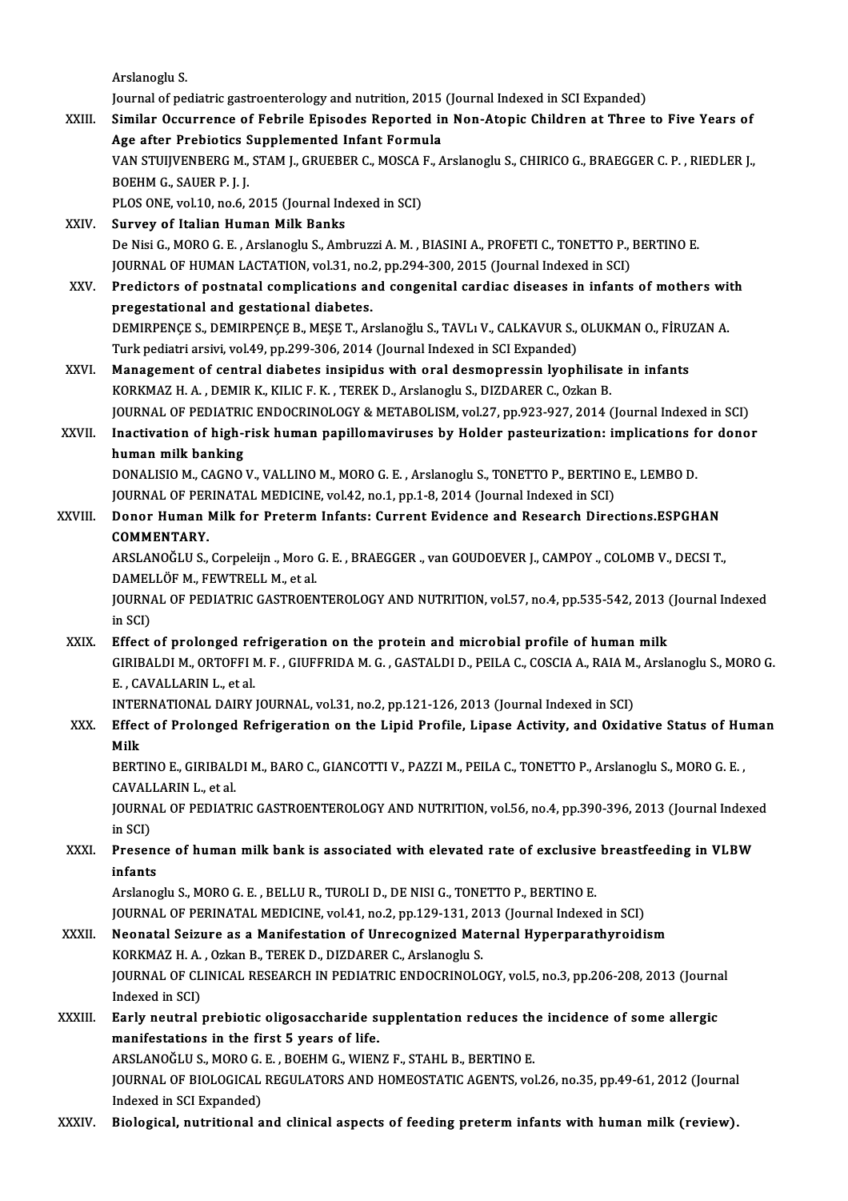Arslanoglu S.

Journal of pediatric gastroenterology and nutrition, 2015 (Journal Indexed in SCI Expanded)

XXIII. **Similar Occurrence of Febrile Episodes Reported in Non-Atopic Children at Three to Five Years of Age after Prebiotics Supplemented Infant Formula**

VAN STUIJVENBERG M., STAM J., GRUEBER C., MOSCA F., Arslanoglu S., CHIRICO G., BRAEGGER C. P. , RIEDLER J., BOEHM G., SAUER P. J. J.

PLOS ONE, vol.10, no.6, 2015 (Journal Indexed in SCI)

XXIV. **Survey of Italian Human Milk Banks**

De Nisi G., MORO G. E. , Arslanoglu S., Ambruzzi A. M. , BIASINI A., PROFETI C., TONETTO P., BERTINO E.

JOURNAL OF HUMAN LACTATION, vol.31, no.2, pp.294-300, 2015 (Journal Indexed in SCI)

XXV. **Predictors of postnatal complications and congenital cardiac diseases in infants of mothers with pregestational and gestational diabetes.**

DEMIRPENÇE S., DEMIRPENÇE B., MEŞE T., Arslanoğlu S., TAVLı V., CALKAVUR S., OLUKMAN O., FİRUZAN A.

Turk pediatri arsivi, vol.49, pp.299-306, 2014 (Journal Indexed in SCI Expanded)

XXVI. **Management of central diabetes insipidus with oral desmopressin lyophilisate in infants**

KORKMAZ H. A. , DEMIR K., KILIC F. K. , TEREK D., Arslanoglu S., DIZDARER C., Ozkan B.

JOURNAL OF PEDIATRIC ENDOCRINOLOGY & METABOLISM, vol.27, pp.923-927, 2014 (Journal Indexed in SCI)

XXVII. **Inactivation of high-risk human papillomaviruses by Holder pasteurization: implications for donor human milk banking**

DONALISIO M., CAGNO V., VALLINO M., MORO G. E. , Arslanoglu S., TONETTO P., BERTINO E., LEMBO D.

JOURNAL OF PERINATAL MEDICINE, vol.42, no.1, pp.1-8, 2014 (Journal Indexed in SCI)

XXVIII. **Donor Human Milk for Preterm Infants: Current Evidence and Research Directions.ESPGHAN COMMENTARY.**

ARSLANOĞLU S., Corpeleijn ., Moro G. E. , BRAEGGER ., van GOUDOEVER J., CAMPOY ., COLOMB V., DECSI T., DAMELLÖF M., FEWTRELL M., et al.

JOURNAL OF PEDIATRIC GASTROENTEROLOGY AND NUTRITION, vol.57, no.4, pp.535-542, 2013 (Journal Indexed in SCI)

XXIX. **Effect of prolonged refrigeration on the protein and microbial profile of human milk**

GIRIBALDI M., ORTOFFI M. F. , GIUFFRIDA M. G. , GASTALDI D., PEILA C., COSCIA A., RAIA M., Arslanoglu S., MORO G. E. , CAVALLARIN L., et al.

INTERNATIONAL DAIRY JOURNAL, vol.31, no.2, pp.121-126, 2013 (Journal Indexed in SCI)

XXX. **Effect of Prolonged Refrigeration on the Lipid Profile, Lipase Activity, and Oxidative Status of Human Milk**

BERTINO E., GIRIBALDI M., BARO C., GIANCOTTI V., PAZZI M., PEILA C., TONETTO P., Arslanoglu S., MORO G. E. , CAVALLARIN L., et al.

JOURNAL OF PEDIATRIC GASTROENTEROLOGY AND NUTRITION, vol.56, no.4, pp.390-396, 2013 (Journal Indexed in SCI)

XXXI. **Presence of human milk bank is associated with elevated rate of exclusive breastfeeding in VLBW infants**

Arslanoglu S., MORO G. E. , BELLU R., TUROLI D., DE NISI G., TONETTO P., BERTINO E.

JOURNAL OF PERINATAL MEDICINE, vol.41, no.2, pp.129-131, 2013 (Journal Indexed in SCI)

XXXII. **Neonatal Seizure as a Manifestation of Unrecognized Maternal Hyperparathyroidism**

KORKMAZ H. A. , Ozkan B., TEREK D., DIZDARER C., Arslanoglu S.

JOURNAL OF CLINICAL RESEARCH IN PEDIATRIC ENDOCRINOLOGY, vol.5, no.3, pp.206-208, 2013 (Journal Indexed in SCI)

XXXIII. **Early neutral prebiotic oligosaccharide supplentation reduces the incidence of some allergic manifestations in the first 5 years of life.**

ARSLANOĞLU S., MORO G. E. , BOEHM G., WIENZ F., STAHL B., BERTINO E.

JOURNAL OF BIOLOGICAL REGULATORS AND HOMEOSTATIC AGENTS, vol.26, no.35, pp.49-61, 2012 (Journal Indexed in SCI Expanded)

XXXIV. **Biological, nutritional and clinical aspects of feeding preterm infants with human milk (review).**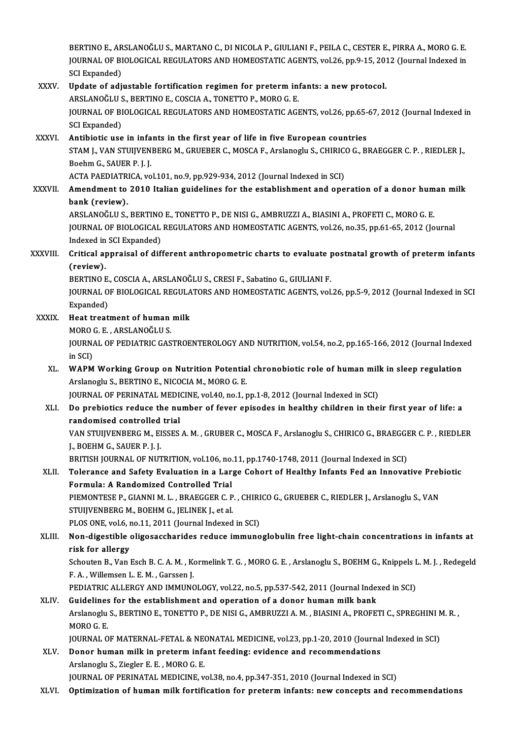BERTINO E., ARSLANOĞLU S., MARTANO C., DI NICOLA P., GIULIANI F., PEILA C., CESTER E., PIRRA A., MORO G. E.
JOURNAL OF BIOLOGICAL REGULATORS AND HOMEOSTATIC AGENTS, vol.26, pp.9-15, 2012 (Journal Indexed in SCI Expanded)

XXXV. **Update of adjustable fortification regimen for preterm infants: a new protocol.**
ARSLANOĞLU S., BERTINO E., COSCIA A., TONETTO P., MORO G. E.
JOURNAL OF BIOLOGICAL REGULATORS AND HOMEOSTATIC AGENTS, vol.26, pp.65-67, 2012 (Journal Indexed in SCI Expanded)

XXXVI. **Antibiotic use in infants in the first year of life in five European countries**
STAM J., VAN STUIJVENBERG M., GRUEBER C., MOSCA F., Arslanoglu S., CHIRICO G., BRAEGGER C. P. , RIEDLER J., Boehm G., SAUER P. J. J.
ACTA PAEDIATRICA, vol.101, no.9, pp.929-934, 2012 (Journal Indexed in SCI)

XXXVII. **Amendment to 2010 Italian guidelines for the establishment and operation of a donor human milk bank (review).**
ARSLANOĞLU S., BERTINO E., TONETTO P., DE NISI G., AMBRUZZI A., BIASINI A., PROFETI C., MORO G. E.
JOURNAL OF BIOLOGICAL REGULATORS AND HOMEOSTATIC AGENTS, vol.26, no.35, pp.61-65, 2012 (Journal Indexed in SCI Expanded)

XXXVIII. **Critical appraisal of different anthropometric charts to evaluate postnatal growth of preterm infants (review).**
BERTINO E., COSCIA A., ARSLANOĞLU S., CRESI F., Sabatino G., GIULIANI F.
JOURNAL OF BIOLOGICAL REGULATORS AND HOMEOSTATIC AGENTS, vol.26, pp.5-9, 2012 (Journal Indexed in SCI Expanded)

XXXIX. **Heat treatment of human milk**
MORO G. E. , ARSLANOĞLU S.
JOURNAL OF PEDIATRIC GASTROENTEROLOGY AND NUTRITION, vol.54, no.2, pp.165-166, 2012 (Journal Indexed in SCI)

XL. **WAPM Working Group on Nutrition Potential chronobiotic role of human milk in sleep regulation**
Arslanoglu S., BERTINO E., NICOCIA M., MORO G. E.
JOURNAL OF PERINATAL MEDICINE, vol.40, no.1, pp.1-8, 2012 (Journal Indexed in SCI)

XLI. **Do prebiotics reduce the number of fever episodes in healthy children in their first year of life: a randomised controlled trial**
VAN STUIJVENBERG M., EISSES A. M. , GRUBER C., MOSCA F., Arslanoglu S., CHIRICO G., BRAEGGER C. P. , RIEDLER J., BOEHM G., SAUER P. J. J.
BRITISH JOURNAL OF NUTRITION, vol.106, no.11, pp.1740-1748, 2011 (Journal Indexed in SCI)

XLII. **Tolerance and Safety Evaluation in a Large Cohort of Healthy Infants Fed an Innovative Prebiotic Formula: A Randomized Controlled Trial**
PIEMONTESE P., GIANNI M. L. , BRAEGGER C. P. , CHIRICO G., GRUEBER C., RIEDLER J., Arslanoglu S., VAN STUIJVENBERG M., BOEHM G., JELINEK J., et al.
PLOS ONE, vol.6, no.11, 2011 (Journal Indexed in SCI)

XLIII. **Non-digestible oligosaccharides reduce immunoglobulin free light-chain concentrations in infants at risk for allergy**
Schouten B., Van Esch B. C. A. M. , Kormelink T. G. , MORO G. E. , Arslanoglu S., BOEHM G., Knippels L. M. J. , Redegeld F. A. , Willemsen L. E. M. , Garssen J.
PEDIATRIC ALLERGY AND IMMUNOLOGY, vol.22, no.5, pp.537-542, 2011 (Journal Indexed in SCI)

XLIV. **Guidelines for the establishment and operation of a donor human milk bank**
Arslanoglu S., BERTINO E., TONETTO P., DE NISI G., AMBRUZZI A. M. , BIASINI A., PROFETI C., SPREGHINI M. R. , MORO G. E.
JOURNAL OF MATERNAL-FETAL & NEONATAL MEDICINE, vol.23, pp.1-20, 2010 (Journal Indexed in SCI)

XLV. **Donor human milk in preterm infant feeding: evidence and recommendations**
Arslanoglu S., Ziegler E. E. , MORO G. E.
JOURNAL OF PERINATAL MEDICINE, vol.38, no.4, pp.347-351, 2010 (Journal Indexed in SCI)

XLVI. **Optimization of human milk fortification for preterm infants: new concepts and recommendations**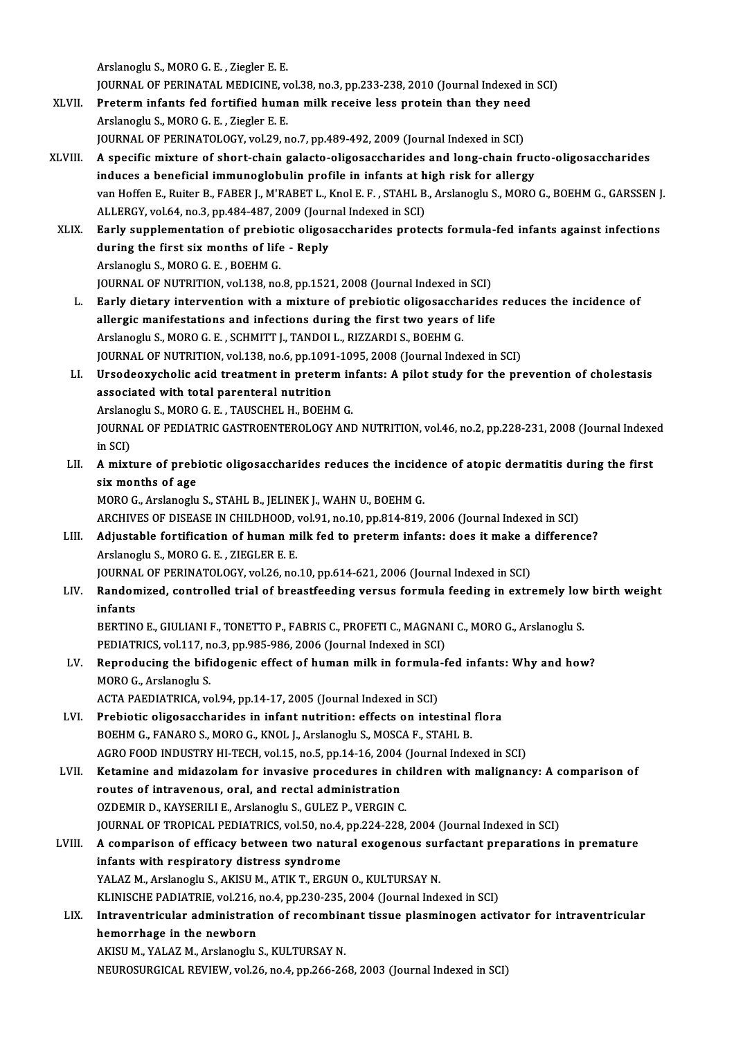Arslanoglu S., MORO G. E. , Ziegler E. E.
JOURNAL OF PERINATAL MEDICINE, vol.38, no.3, pp.233-238, 2010 (Journal Indexed in SCI)

XLVII. **Preterm infants fed fortified human milk receive less protein than they need**
Arslanoglu S., MORO G. E. , Ziegler E. E.
JOURNAL OF PERINATOLOGY, vol.29, no.7, pp.489-492, 2009 (Journal Indexed in SCI)

XLVIII. **A specific mixture of short-chain galacto-oligosaccharides and long-chain fructo-oligosaccharides induces a beneficial immunoglobulin profile in infants at high risk for allergy**
van Hoffen E., Ruiter B., FABER J., M'RABET L., Knol E. F. , STAHL B., Arslanoglu S., MORO G., BOEHM G., GARSSEN J.
ALLERGY, vol.64, no.3, pp.484-487, 2009 (Journal Indexed in SCI)

XLIX. **Early supplementation of prebiotic oligosaccharides protects formula-fed infants against infections during the first six months of life - Reply**
Arslanoglu S., MORO G. E. , BOEHM G.
JOURNAL OF NUTRITION, vol.138, no.8, pp.1521, 2008 (Journal Indexed in SCI)

L. **Early dietary intervention with a mixture of prebiotic oligosaccharides reduces the incidence of allergic manifestations and infections during the first two years of life**
Arslanoglu S., MORO G. E. , SCHMITT J., TANDOI L., RIZZARDI S., BOEHM G.
JOURNAL OF NUTRITION, vol.138, no.6, pp.1091-1095, 2008 (Journal Indexed in SCI)

LI. **Ursodeoxycholic acid treatment in preterm infants: A pilot study for the prevention of cholestasis associated with total parenteral nutrition**
Arslanoglu S., MORO G. E. , TAUSCHEL H., BOEHM G.
JOURNAL OF PEDIATRIC GASTROENTEROLOGY AND NUTRITION, vol.46, no.2, pp.228-231, 2008 (Journal Indexed in SCI)

LII. **A mixture of prebiotic oligosaccharides reduces the incidence of atopic dermatitis during the first six months of age**
MORO G., Arslanoglu S., STAHL B., JELINEK J., WAHN U., BOEHM G.
ARCHIVES OF DISEASE IN CHILDHOOD, vol.91, no.10, pp.814-819, 2006 (Journal Indexed in SCI)

LIII. **Adjustable fortification of human milk fed to preterm infants: does it make a difference?**
Arslanoglu S., MORO G. E. , ZIEGLER E. E.
JOURNAL OF PERINATOLOGY, vol.26, no.10, pp.614-621, 2006 (Journal Indexed in SCI)

LIV. **Randomized, controlled trial of breastfeeding versus formula feeding in extremely low birth weight infants**
BERTINO E., GIULIANI F., TONETTO P., FABRIS C., PROFETI C., MAGNANI C., MORO G., Arslanoglu S.
PEDIATRICS, vol.117, no.3, pp.985-986, 2006 (Journal Indexed in SCI)

LV. **Reproducing the bifidogenic effect of human milk in formula-fed infants: Why and how?**
MORO G., Arslanoglu S.
ACTA PAEDIATRICA, vol.94, pp.14-17, 2005 (Journal Indexed in SCI)

LVI. **Prebiotic oligosaccharides in infant nutrition: effects on intestinal flora**
BOEHM G., FANARO S., MORO G., KNOL J., Arslanoglu S., MOSCA F., STAHL B.
AGRO FOOD INDUSTRY HI-TECH, vol.15, no.5, pp.14-16, 2004 (Journal Indexed in SCI)

LVII. **Ketamine and midazolam for invasive procedures in children with malignancy: A comparison of routes of intravenous, oral, and rectal administration**
OZDEMIR D., KAYSERILI E., Arslanoglu S., GULEZ P., VERGIN C.
JOURNAL OF TROPICAL PEDIATRICS, vol.50, no.4, pp.224-228, 2004 (Journal Indexed in SCI)

LVIII. **A comparison of efficacy between two natural exogenous surfactant preparations in premature infants with respiratory distress syndrome**
YALAZ M., Arslanoglu S., AKISU M., ATIK T., ERGUN O., KULTURSAY N.
KLINISCHE PADIATRIE, vol.216, no.4, pp.230-235, 2004 (Journal Indexed in SCI)

LIX. **Intraventricular administration of recombinant tissue plasminogen activator for intraventricular hemorrhage in the newborn**
AKISU M., YALAZ M., Arslanoglu S., KULTURSAY N.
NEUROSURGICAL REVIEW, vol.26, no.4, pp.266-268, 2003 (Journal Indexed in SCI)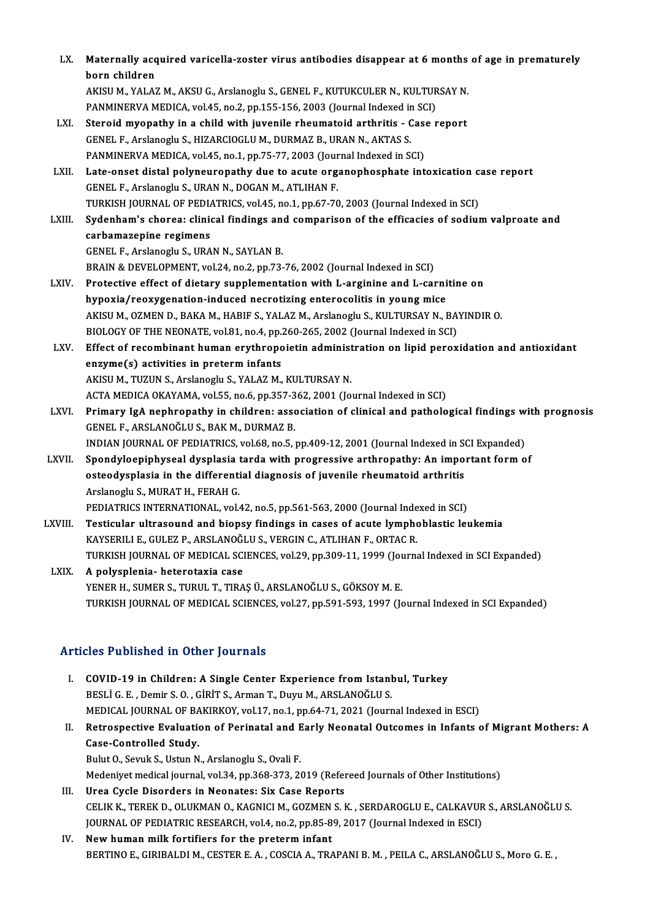LX. **Maternally acquired varicella-zoster virus antibodies disappear at 6 months of age in prematurely born children**
AKISU M., YALAZ M., AKSU G., Arslanoglu S., GENEL F., KUTUKCULER N., KULTURSAY N.
PANMINERVA MEDICA, vol.45, no.2, pp.155-156, 2003 (Journal Indexed in SCI)

LXI. **Steroid myopathy in a child with juvenile rheumatoid arthritis - Case report**
GENEL F., Arslanoglu S., HIZARCIOGLU M., DURMAZ B., URAN N., AKTAS S.
PANMINERVA MEDICA, vol.45, no.1, pp.75-77, 2003 (Journal Indexed in SCI)

LXII. **Late-onset distal polyneuropathy due to acute organophosphate intoxication case report**
GENEL F., Arslanoglu S., URAN N., DOGAN M., ATLIHAN F.
TURKISH JOURNAL OF PEDIATRICS, vol.45, no.1, pp.67-70, 2003 (Journal Indexed in SCI)

LXIII. **Sydenham's chorea: clinical findings and comparison of the efficacies of sodium valproate and carbamazepine regimens**
GENEL F., Arslanoglu S., URAN N., SAYLAN B.
BRAIN & DEVELOPMENT, vol.24, no.2, pp.73-76, 2002 (Journal Indexed in SCI)

LXIV. **Protective effect of dietary supplementation with L-arginine and L-carnitine on hypoxia/reoxygenation-induced necrotizing enterocolitis in young mice**
AKISU M., OZMEN D., BAKA M., HABIF S., YALAZ M., Arslanoglu S., KULTURSAY N., BAYINDIR O.
BIOLOGY OF THE NEONATE, vol.81, no.4, pp.260-265, 2002 (Journal Indexed in SCI)

LXV. **Effect of recombinant human erythropoietin administration on lipid peroxidation and antioxidant enzyme(s) activities in preterm infants**
AKISU M., TUZUN S., Arslanoglu S., YALAZ M., KULTURSAY N.
ACTA MEDICA OKAYAMA, vol.55, no.6, pp.357-362, 2001 (Journal Indexed in SCI)

LXVI. **Primary IgA nephropathy in children: association of clinical and pathological findings with prognosis**
GENEL F., ARSLANOĞLU S., BAK M., DURMAZ B.
INDIAN JOURNAL OF PEDIATRICS, vol.68, no.5, pp.409-12, 2001 (Journal Indexed in SCI Expanded)

LXVII. **Spondyloepiphyseal dysplasia tarda with progressive arthropathy: An important form of osteodysplasia in the differential diagnosis of juvenile rheumatoid arthritis**
Arslanoglu S., MURAT H., FERAH G.
PEDIATRICS INTERNATIONAL, vol.42, no.5, pp.561-563, 2000 (Journal Indexed in SCI)

LXVIII. **Testicular ultrasound and biopsy findings in cases of acute lymphoblastic leukemia**
KAYSERILI E., GULEZ P., ARSLANOĞLU S., VERGIN C., ATLIHAN F., ORTAC R.
TURKISH JOURNAL OF MEDICAL SCIENCES, vol.29, pp.309-11, 1999 (Journal Indexed in SCI Expanded)

LXIX. **A polysplenia- heterotaxia case**
YENER H., SUMER S., TURUL T., TIRAŞ Ü., ARSLANOĞLU S., GÖKSOY M. E.
TURKISH JOURNAL OF MEDICAL SCIENCES, vol.27, pp.591-593, 1997 (Journal Indexed in SCI Expanded)

## Articles Published in Other Journals

I. **COVID-19 in Children: A Single Center Experience from Istanbul, Turkey**
BESLİ G. E., Demir S. O., GİRİT S., Arman T., Duyu M., ARSLANOĞLU S.
MEDICAL JOURNAL OF BAKIRKOY, vol.17, no.1, pp.64-71, 2021 (Journal Indexed in ESCI)

II. **Retrospective Evaluation of Perinatal and Early Neonatal Outcomes in Infants of Migrant Mothers: A Case-Controlled Study.**
Bulut O., Sevuk S., Ustun N., Arslanoglu S., Ovali F.
Medeniyet medical journal, vol.34, pp.368-373, 2019 (Refereed Journals of Other Institutions)

III. **Urea Cycle Disorders in Neonates: Six Case Reports**
CELIK K., TEREK D., OLUKMAN O., KAGNICI M., GOZMEN S. K., SERDAROGLU E., CALKAVUR S., ARSLANOĞLU S.
JOURNAL OF PEDIATRIC RESEARCH, vol.4, no.2, pp.85-89, 2017 (Journal Indexed in ESCI)

IV. **New human milk fortifiers for the preterm infant**
BERTINO E., GIRIBALDI M., CESTER E. A., COSCIA A., TRAPANI B. M., PEILA C., ARSLANOĞLU S., Moro G. E.,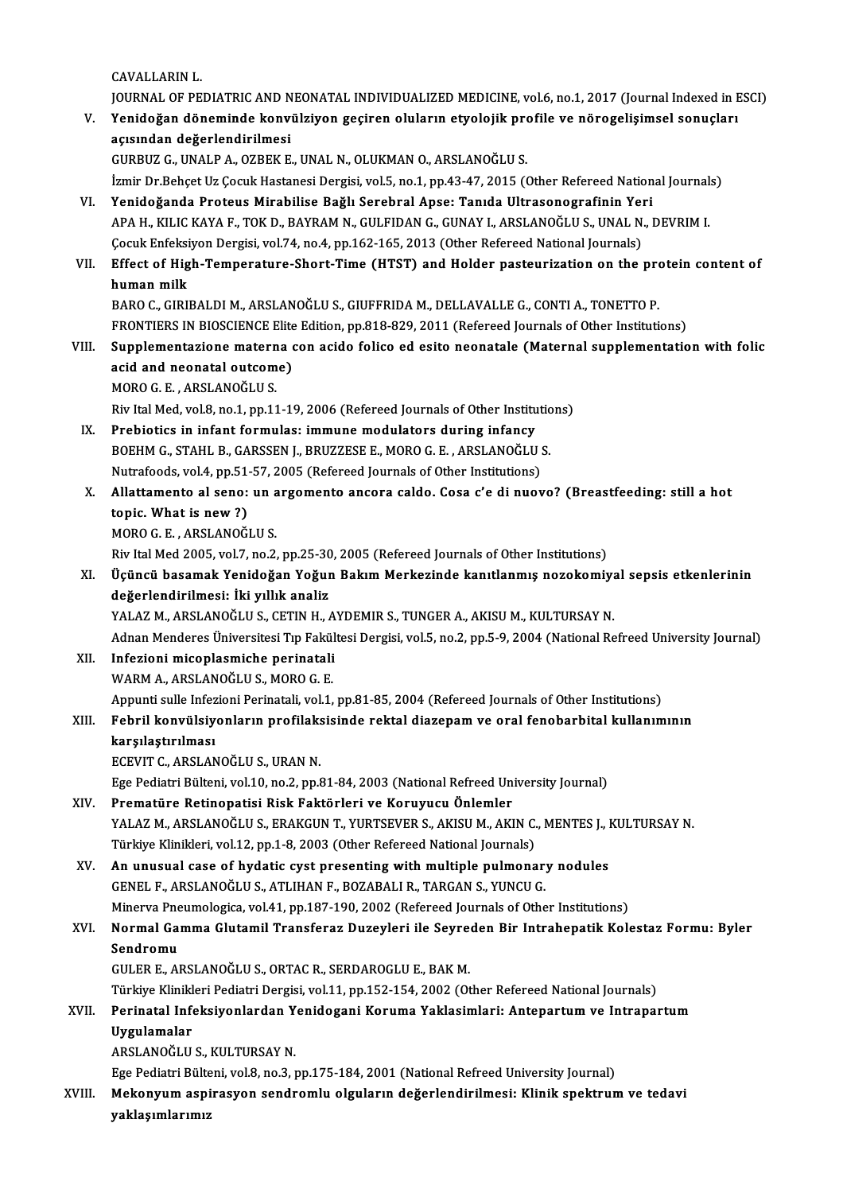CAVALLARIN L.

JOURNAL OF PEDIATRIC AND NEONATAL INDIVIDUALIZED MEDICINE, vol.6, no.1, 2017 (Journal Indexed in ESCI)

V. **Yenidoğan döneminde konvülziyon geçiren oluların etyolojik profile ve nörogelişimsel sonuçları açısından değerlendirilmesi**
GURBUZ G., UNALP A., OZBEK E., UNAL N., OLUKMAN O., ARSLANOĞLU S.
İzmir Dr.Behçet Uz Çocuk Hastanesi Dergisi, vol.5, no.1, pp.43-47, 2015 (Other Refereed National Journals)

VI. **Yenidoğanda Proteus Mirabilise Bağlı Serebral Apse: Tanıda Ultrasonografinin Yeri**
APA H., KILIC KAYA F., TOK D., BAYRAM N., GULFIDAN G., GUNAY I., ARSLANOĞLU S., UNAL N., DEVRIM I.
Çocuk Enfeksiyon Dergisi, vol.74, no.4, pp.162-165, 2013 (Other Refereed National Journals)

VII. **Effect of High-Temperature-Short-Time (HTST) and Holder pasteurization on the protein content of human milk**
BARO C., GIRIBALDI M., ARSLANOĞLU S., GIUFFRIDA M., DELLAVALLE G., CONTI A., TONETTO P.
FRONTIERS IN BIOSCIENCE Elite Edition, pp.818-829, 2011 (Refereed Journals of Other Institutions)

VIII. **Supplementazione materna con acido folico ed esito neonatale (Maternal supplementation with folic acid and neonatal outcome)**
MORO G. E. , ARSLANOĞLU S.
Riv Ital Med, vol.8, no.1, pp.11-19, 2006 (Refereed Journals of Other Institutions)

IX. **Prebiotics in infant formulas: immune modulators during infancy**
BOEHM G., STAHL B., GARSSEN J., BRUZZESE E., MORO G. E. , ARSLANOĞLU S.
Nutrafoods, vol.4, pp.51-57, 2005 (Refereed Journals of Other Institutions)

X. **Allattamento al seno: un argomento ancora caldo. Cosa c'e di nuovo? (Breastfeeding: still a hot topic. What is new ?)**
MORO G. E. , ARSLANOĞLU S.
Riv Ital Med 2005, vol.7, no.2, pp.25-30, 2005 (Refereed Journals of Other Institutions)

XI. **Üçüncü basamak Yenidoğan Yoğun Bakım Merkezinde kanıtlanmış nozokomiyal sepsis etkenlerinin değerlendirilmesi: İki yıllık analiz**
YALAZ M., ARSLANOĞLU S., CETIN H., AYDEMIR S., TUNGER A., AKISU M., KULTURSAY N.
Adnan Menderes Üniversitesi Tıp Fakültesi Dergisi, vol.5, no.2, pp.5-9, 2004 (National Refreed University Journal)

XII. **Infezioni micoplasmiche perinatali**
WARM A., ARSLANOĞLU S., MORO G. E.
Appunti sulle Infezioni Perinatali, vol.1, pp.81-85, 2004 (Refereed Journals of Other Institutions)

XIII. **Febril konvülsiyonların profilaksisinde rektal diazepam ve oral fenobarbital kullanımının karşılaştırılması**
ECEVIT C., ARSLANOĞLU S., URAN N.
Ege Pediatri Bülteni, vol.10, no.2, pp.81-84, 2003 (National Refreed University Journal)

XIV. **Prematüre Retinopatisi Risk Faktörleri ve Koruyucu Önlemler**
YALAZ M., ARSLANOĞLU S., ERAKGUN T., YURTSEVER S., AKISU M., AKIN C., MENTES J., KULTURSAY N.
Türkiye Klinikleri, vol.12, pp.1-8, 2003 (Other Refereed National Journals)

XV. **An unusual case of hydatic cyst presenting with multiple pulmonary nodules**
GENEL F., ARSLANOĞLU S., ATLIHAN F., BOZABALI R., TARGAN S., YUNCU G.
Minerva Pneumologica, vol.41, pp.187-190, 2002 (Refereed Journals of Other Institutions)

XVI. **Normal Gamma Glutamil Transferaz Duzeyleri ile Seyreden Bir Intrahepatik Kolestaz Formu: Byler Sendromu**
GULER E., ARSLANOĞLU S., ORTAC R., SERDAROGLU E., BAK M.
Türkiye Klinikleri Pediatri Dergisi, vol.11, pp.152-154, 2002 (Other Refereed National Journals)

XVII. **Perinatal Infeksiyonlardan Yenidogani Koruma Yaklasimlari: Antepartum ve Intrapartum Uygulamalar**
ARSLANOĞLU S., KULTURSAY N.
Ege Pediatri Bülteni, vol.8, no.3, pp.175-184, 2001 (National Refreed University Journal)

XVIII. **Mekonyum aspirasyon sendromlu olguların değerlendirilmesi: Klinik spektrum ve tedavi yaklaşımlarımız**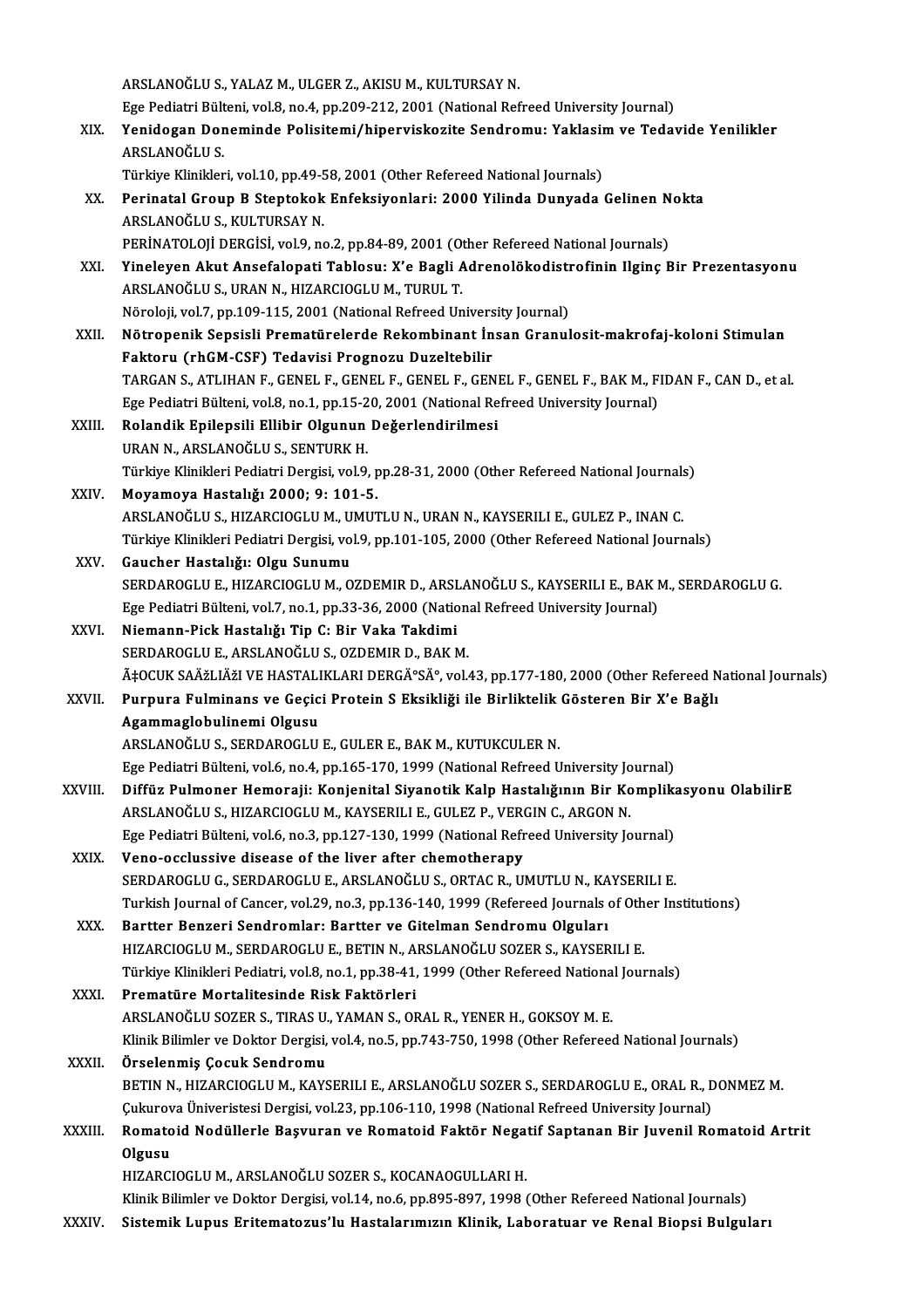ARSLANOĞLU S., YALAZ M., ULGER Z., AKISU M., KULTURSAY N.
Ege Pediatri Bülteni, vol.8, no.4, pp.209-212, 2001 (National Refreed University Journal)

XIX. **Yenidogan Doneminde Polisitemi/hiperviskozite Sendromu: Yaklasim ve Tedavide Yenilikler**
ARSLANOĞLU S.
Türkiye Klinikleri, vol.10, pp.49-58, 2001 (Other Refereed National Journals)

XX. **Perinatal Group B Steptokok Enfeksiyonlari: 2000 Yilinda Dunyada Gelinen Nokta**
ARSLANOĞLU S., KULTURSAY N.
PERİNATOLOJİ DERGİSİ, vol.9, no.2, pp.84-89, 2001 (Other Refereed National Journals)

XXI. **Yineleyen Akut Ansefalopati Tablosu: X'e Bagli Adrenolökodistrofinin Ilginç Bir Prezentasyonu**
ARSLANOĞLU S., URAN N., HIZARCIOGLU M., TURUL T.
Nöroloji, vol.7, pp.109-115, 2001 (National Refreed University Journal)

XXII. **Nötropenik Sepsisli Prematürelerde Rekombinant İnsan Granulosit-makrofaj-koloni Stimulan Faktoru (rhGM-CSF) Tedavisi Prognozu Duzeltebilir**
TARGAN S., ATLIHAN F., GENEL F., GENEL F., GENEL F., GENEL F., GENEL F., BAK M., FIDAN F., CAN D., et al.
Ege Pediatri Bülteni, vol.8, no.1, pp.15-20, 2001 (National Refreed University Journal)

XXIII. **Rolandik Epilepsili Ellibir Olgunun Değerlendirilmesi**
URAN N., ARSLANOĞLU S., SENTURK H.
Türkiye Klinikleri Pediatri Dergisi, vol.9, pp.28-31, 2000 (Other Refereed National Journals)

XXIV. **Moyamoya Hastalığı 2000; 9: 101-5.**
ARSLANOĞLU S., HIZARCIOGLU M., UMUTLU N., URAN N., KAYSERILI E., GULEZ P., INAN C.
Türkiye Klinikleri Pediatri Dergisi, vol.9, pp.101-105, 2000 (Other Refereed National Journals)

XXV. **Gaucher Hastalığı: Olgu Sunumu**
SERDAROGLU E., HIZARCIOGLU M., OZDEMIR D., ARSLANOĞLU S., KAYSERILI E., BAK M., SERDAROGLU G.
Ege Pediatri Bülteni, vol.7, no.1, pp.33-36, 2000 (National Refreed University Journal)

XXVI. **Niemann-Pick Hastalığı Tip C: Bir Vaka Takdimi**
SERDAROGLU E., ARSLANOĞLU S., OZDEMIR D., BAK M.
Ã‡OCUK SAÄžLIÄžI VE HASTALIKLARI DERGÄ°SÄ°, vol.43, pp.177-180, 2000 (Other Refereed National Journals)

XXVII. **Purpura Fulminans ve Geçici Protein S Eksikliği ile Birliktelik Gösteren Bir X'e Bağlı Agammaglobulinemi Olgusu**
ARSLANOĞLU S., SERDAROGLU E., GULER E., BAK M., KUTUKCULER N.
Ege Pediatri Bülteni, vol.6, no.4, pp.165-170, 1999 (National Refreed University Journal)

XXVIII. **Diffüz Pulmoner Hemoraji: Konjenital Siyanotik Kalp Hastalığının Bir Komplikasyonu OlabilirE**
ARSLANOĞLU S., HIZARCIOGLU M., KAYSERILI E., GULEZ P., VERGIN C., ARGON N.
Ege Pediatri Bülteni, vol.6, no.3, pp.127-130, 1999 (National Refreed University Journal)

XXIX. **Veno-occlussive disease of the liver after chemotherapy**
SERDAROGLU G., SERDAROGLU E., ARSLANOĞLU S., ORTAC R., UMUTLU N., KAYSERILI E.
Turkish Journal of Cancer, vol.29, no.3, pp.136-140, 1999 (Refereed Journals of Other Institutions)

XXX. **Bartter Benzeri Sendromlar: Bartter ve Gitelman Sendromu Olguları**
HIZARCIOGLU M., SERDAROGLU E., BETIN N., ARSLANOĞLU SOZER S., KAYSERILI E.
Türkiye Klinikleri Pediatri, vol.8, no.1, pp.38-41, 1999 (Other Refereed National Journals)

XXXI. **Prematüre Mortalitesinde Risk Faktörleri**
ARSLANOĞLU SOZER S., TIRAS U., YAMAN S., ORAL R., YENER H., GOKSOY M. E.
Klinik Bilimler ve Doktor Dergisi, vol.4, no.5, pp.743-750, 1998 (Other Refereed National Journals)

XXXII. **Örselenmiş Çocuk Sendromu**
BETIN N., HIZARCIOGLU M., KAYSERILI E., ARSLANOĞLU SOZER S., SERDAROGLU E., ORAL R., DONMEZ M.
Çukurova Üniveristesi Dergisi, vol.23, pp.106-110, 1998 (National Refreed University Journal)

XXXIII. **Romatoid Nodüllerle Başvuran ve Romatoid Faktör Negatif Saptanan Bir Juvenil Romatoid Artrit Olgusu**
HIZARCIOGLU M., ARSLANOĞLU SOZER S., KOCANAOGULLARI H.
Klinik Bilimler ve Doktor Dergisi, vol.14, no.6, pp.895-897, 1998 (Other Refereed National Journals)

XXXIV. **Sistemik Lupus Eritematozus'lu Hastalarımızın Klinik, Laboratuar ve Renal Biopsi Bulguları**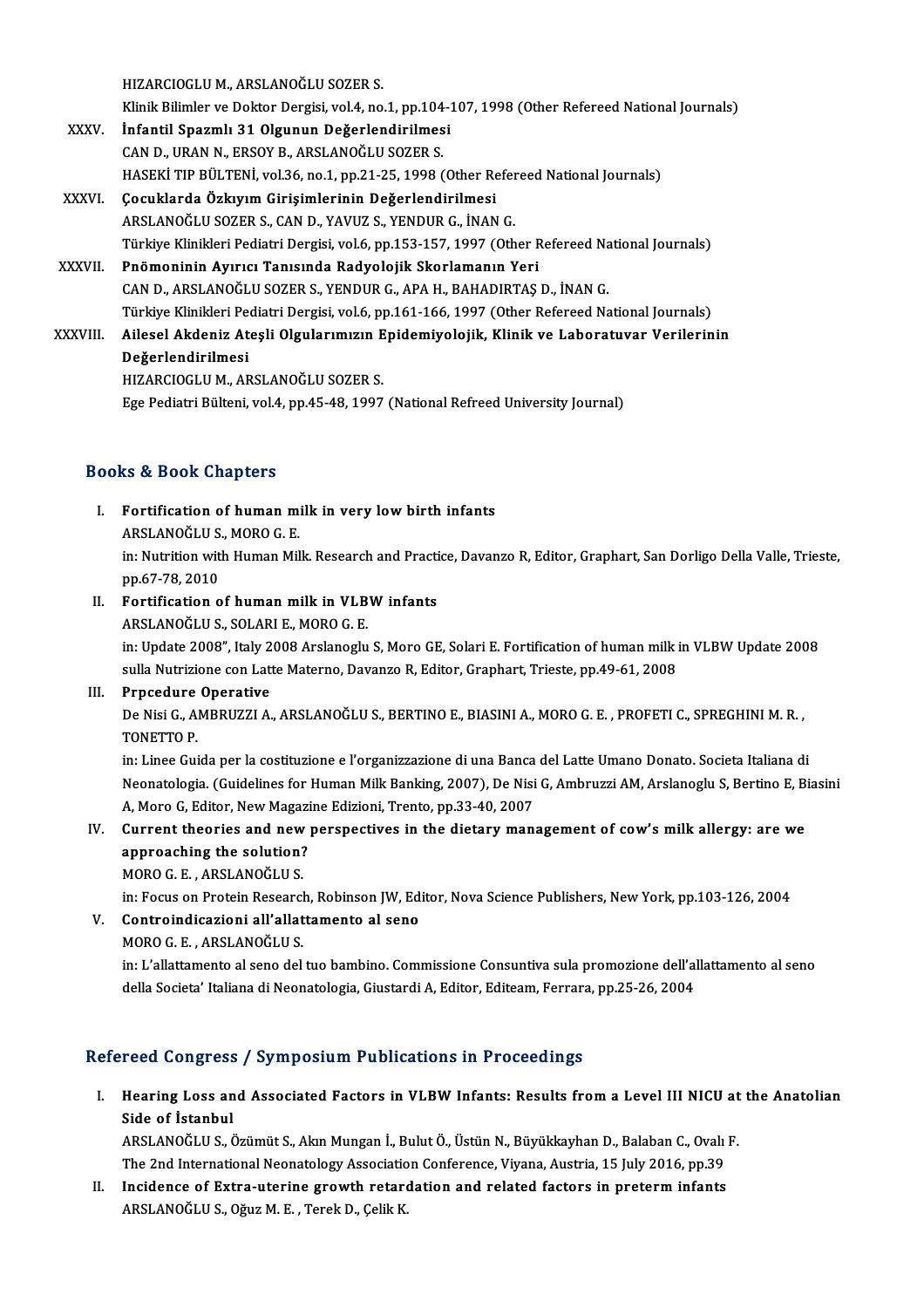HIZARCIOGLU M., ARSLANOĞLU SOZER S.
Klinik Bilimler ve Doktor Dergisi, vol.4, no.1, pp.104-107, 1998 (Other Refereed National Journals)

XXXV. **İnfantil Spazmlı 31 Olgunun Değerlendirilmesi**
CAN D., URAN N., ERSOY B., ARSLANOĞLU SOZER S.
HASEKİ TIP BÜLTENİ, vol.36, no.1, pp.21-25, 1998 (Other Refereed National Journals)

XXXVI. **Çocuklarda Özkıyım Girişimlerinin Değerlendirilmesi**
ARSLANOĞLU SOZER S., CAN D., YAVUZ S., YENDUR G., İNAN G.
Türkiye Klinikleri Pediatri Dergisi, vol.6, pp.153-157, 1997 (Other Refereed National Journals)

XXXVII. **Pnömoninin Ayırıcı Tanısında Radyolojik Skorlamanın Yeri**
CAN D., ARSLANOĞLU SOZER S., YENDUR G., APA H., BAHADIRTAŞ D., İNAN G.
Türkiye Klinikleri Pediatri Dergisi, vol.6, pp.161-166, 1997 (Other Refereed National Journals)

XXXVIII. **Ailesel Akdeniz Ateşli Olgularımızın Epidemiyolojik, Klinik ve Laboratuvar Verilerinin Değerlendirilmesi**
HIZARCIOGLU M., ARSLANOĞLU SOZER S.
Ege Pediatri Bülteni, vol.4, pp.45-48, 1997 (National Refreed University Journal)

## Books & Book Chapters

I. **Fortification of human milk in very low birth infants**
ARSLANOĞLU S., MORO G. E.
in: Nutrition with Human Milk. Research and Practice, Davanzo R, Editor, Graphart, San Dorligo Della Valle, Trieste, pp.67-78, 2010

II. **Fortification of human milk in VLBW infants**
ARSLANOĞLU S., SOLARI E., MORO G. E.
in: Update 2008", Italy 2008 Arslanoglu S, Moro GE, Solari E. Fortification of human milk in VLBW Update 2008 sulla Nutrizione con Latte Materno, Davanzo R, Editor, Graphart, Trieste, pp.49-61, 2008

III. **Prpcedure Operative**
De Nisi G., AMBRUZZI A., ARSLANOĞLU S., BERTINO E., BIASINI A., MORO G. E. , PROFETI C., SPREGHINI M. R. , TONETTO P.
in: Linee Guida per la costituzione e l'organizzazione di una Banca del Latte Umano Donato. Societa Italiana di Neonatologia. (Guidelines for Human Milk Banking, 2007), De Nisi G, Ambruzzi AM, Arslanoglu S, Bertino E, Biasini A, Moro G, Editor, New Magazine Edizioni, Trento, pp.33-40, 2007

IV. **Current theories and new perspectives in the dietary management of cow's milk allergy: are we approaching the solution?**
MORO G. E. , ARSLANOĞLU S.
in: Focus on Protein Research, Robinson JW, Editor, Nova Science Publishers, New York, pp.103-126, 2004

V. **Controindicazioni all'allattamento al seno**
MORO G. E. , ARSLANOĞLU S.
in: L'allattamento al seno del tuo bambino. Commissione Consuntiva sula promozione dell'allattamento al seno della Societa' Italiana di Neonatologia, Giustardi A, Editor, Editeam, Ferrara, pp.25-26, 2004

## Refereed Congress / Symposium Publications in Proceedings

I. **Hearing Loss and Associated Factors in VLBW Infants: Results from a Level III NICU at the Anatolian Side of İstanbul**
ARSLANOĞLU S., Özümüt S., Akın Mungan İ., Bulut Ö., Üstün N., Büyükkayhan D., Balaban C., Ovalı F.
The 2nd International Neonatology Association Conference, Viyana, Austria, 15 July 2016, pp.39

II. **Incidence of Extra-uterine growth retardation and related factors in preterm infants**
ARSLANOĞLU S., Oğuz M. E. , Terek D., Çelik K.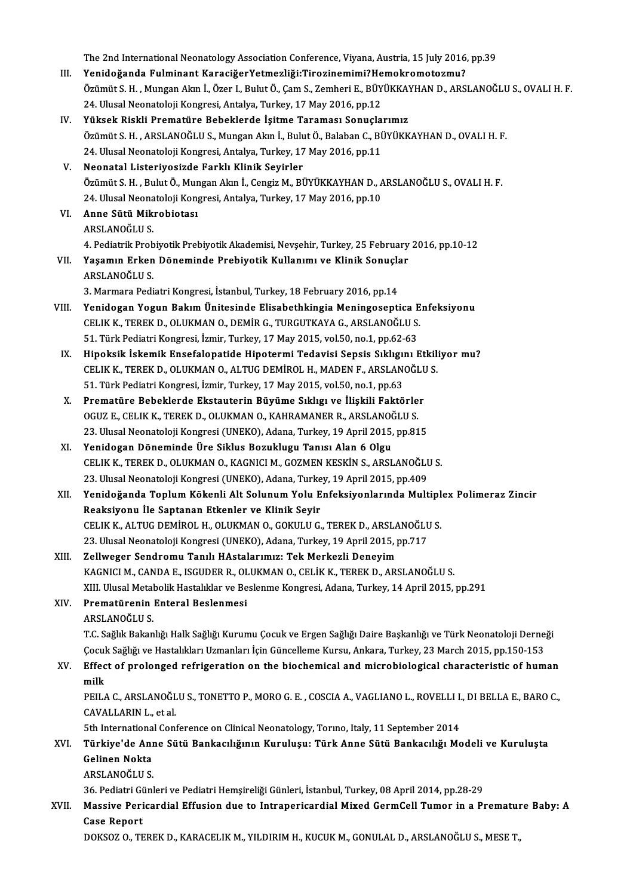The 2nd International Neonatology Association Conference, Viyana, Austria, 15 July 2016, pp.39

III. **Yenidoğanda Fulminant KaraciğerYetmezliği:Tirozinemimi?Hemokromotozmu?**
Özümüt S. H. , Mungan Akın İ., Özer I., Bulut Ö., Çam S., Zemheri E., BÜYÜKKAYHAN D., ARSLANOĞLU S., OVALI H. F.
24. Ulusal Neonatoloji Kongresi, Antalya, Turkey, 17 May 2016, pp.12

IV. **Yüksek Riskli Prematüre Bebeklerde İşitme Taraması Sonuçlarımız**
Özümüt S. H. , ARSLANOĞLU S., Mungan Akın İ., Bulut Ö., Balaban C., BÜYÜKKAYHAN D., OVALI H. F.
24. Ulusal Neonatoloji Kongresi, Antalya, Turkey, 17 May 2016, pp.11

V. **Neonatal Listeriyosizde Farklı Klinik Seyirler**
Özümüt S. H. , Bulut Ö., Mungan Akın İ., Cengiz M., BÜYÜKKAYHAN D., ARSLANOĞLU S., OVALI H. F.
24. Ulusal Neonatoloji Kongresi, Antalya, Turkey, 17 May 2016, pp.10

VI. **Anne Sütü Mikrobiotası**
ARSLANOĞLU S.
4. Pediatrik Probiyotik Prebiyotik Akademisi, Nevşehir, Turkey, 25 February 2016, pp.10-12

VII. **Yaşamın Erken Döneminde Prebiyotik Kullanımı ve Klinik Sonuçlar**
ARSLANOĞLU S.
3. Marmara Pediatri Kongresi, İstanbul, Turkey, 18 February 2016, pp.14

VIII. **Yenidogan Yogun Bakım Ünitesinde Elisabethkingia Meningoseptica Enfeksiyonu**
CELIK K., TEREK D., OLUKMAN O., DEMİR G., TURGUTKAYA G., ARSLANOĞLU S.
51. Türk Pediatri Kongresi, İzmir, Turkey, 17 May 2015, vol.50, no.1, pp.62-63

IX. **Hipoksik İskemik Ensefalopatide Hipotermi Tedavisi Sepsis Sıklığını Etkiliyor mu?**
CELIK K., TEREK D., OLUKMAN O., ALTUG DEMİROL H., MADEN F., ARSLANOĞLU S.
51. Türk Pediatri Kongresi, İzmir, Turkey, 17 May 2015, vol.50, no.1, pp.63

X. **Prematüre Bebeklerde Ekstauterin Büyüme Sıklıgı ve İlişkili Faktörler**
OGUZ E., CELIK K., TEREK D., OLUKMAN O., KAHRAMANER R., ARSLANOĞLU S.
23. Ulusal Neonatoloji Kongresi (UNEKO), Adana, Turkey, 19 April 2015, pp.815

XI. **Yenidogan Döneminde Üre Siklus Bozuklugu Tanısı Alan 6 Olgu**
CELIK K., TEREK D., OLUKMAN O., KAGNICI M., GOZMEN KESKİN S., ARSLANOĞLU S.
23. Ulusal Neonatoloji Kongresi (UNEKO), Adana, Turkey, 19 April 2015, pp.409

XII. **Yenidoğanda Toplum Kökenli Alt Solunum Yolu Enfeksiyonlarında Multiplex Polimeraz Zincir Reaksiyonu İle Saptanan Etkenler ve Klinik Seyir**
CELIK K., ALTUG DEMİROL H., OLUKMAN O., GOKULU G., TEREK D., ARSLANOĞLU S.
23. Ulusal Neonatoloji Kongresi (UNEKO), Adana, Turkey, 19 April 2015, pp.717

XIII. **Zellweger Sendromu Tanılı HAstalarımız: Tek Merkezli Deneyim**
KAGNICI M., CANDA E., ISGUDER R., OLUKMAN O., CELİK K., TEREK D., ARSLANOĞLU S.
XIII. Ulusal Metabolik Hastalıklar ve Beslenme Kongresi, Adana, Turkey, 14 April 2015, pp.291

XIV. **Prematürenin Enteral Beslenmesi**
ARSLANOĞLU S.
T.C. Sağlık Bakanlığı Halk Sağlığı Kurumu Çocuk ve Ergen Sağlığı Daire Başkanlığı ve Türk Neonatoloji Derneği Çocuk Sağlığı ve Hastalıkları Uzmanları İçin Güncelleme Kursu, Ankara, Turkey, 23 March 2015, pp.150-153

XV. **Effect of prolonged refrigeration on the biochemical and microbiological characteristic of human milk**
PEILA C., ARSLANOĞLU S., TONETTO P., MORO G. E. , COSCIA A., VAGLIANO L., ROVELLI I., DI BELLA E., BARO C., CAVALLARIN L., et al.
5th International Conference on Clinical Neonatology, Torıno, Italy, 11 September 2014

XVI. **Türkiye'de Anne Sütü Bankacılığının Kuruluşu: Türk Anne Sütü Bankacılığı Modeli ve Kuruluşta Gelinen Nokta**
ARSLANOĞLU S.
36. Pediatri Günleri ve Pediatri Hemşireliği Günleri, İstanbul, Turkey, 08 April 2014, pp.28-29

XVII. **Massive Pericardial Effusion due to Intrapericardial Mixed GermCell Tumor in a Premature Baby: A Case Report**
DOKSOZ O., TEREK D., KARACELIK M., YILDIRIM H., KUCUK M., GONULAL D., ARSLANOĞLU S., MESE T.,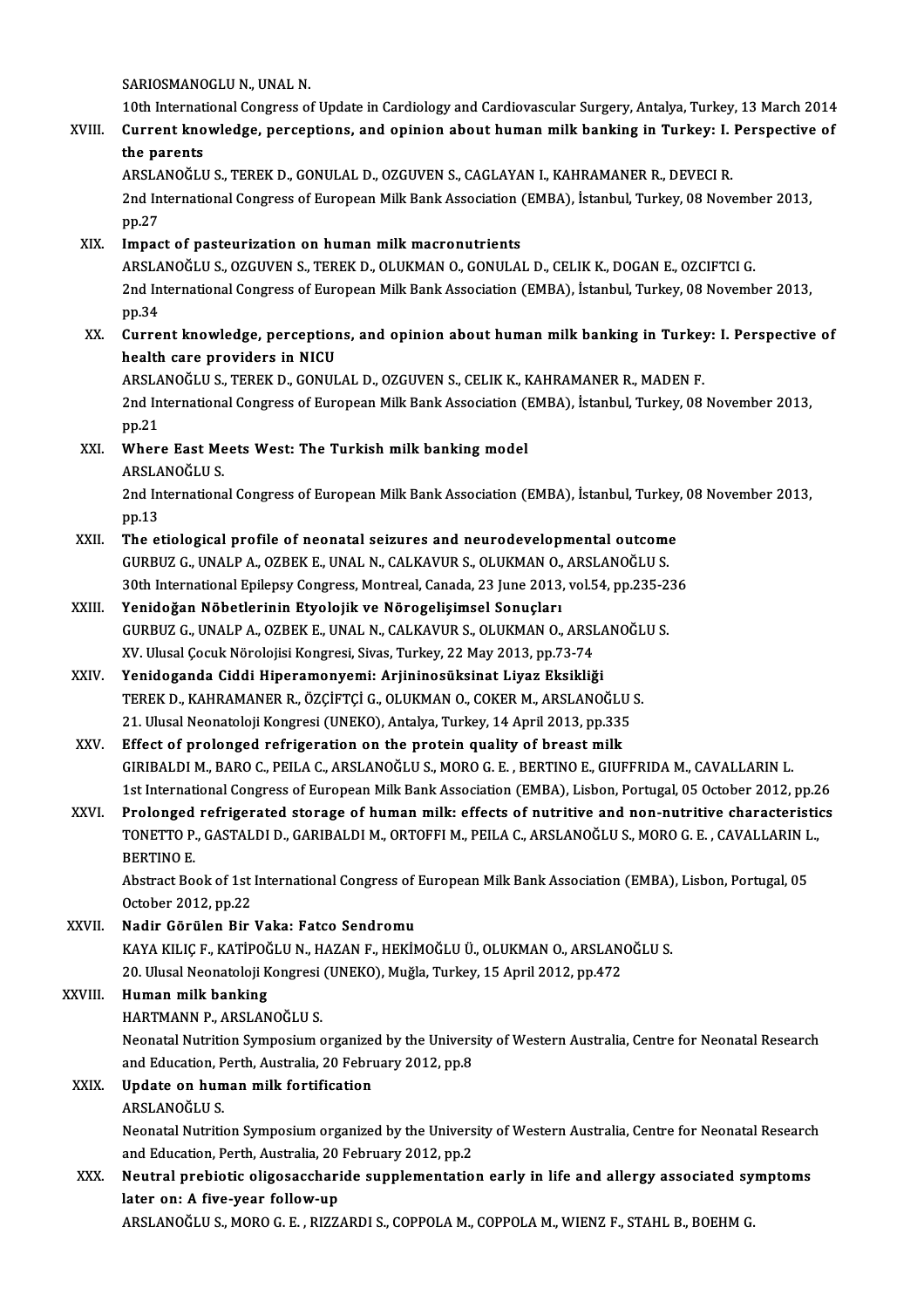SARIOSMANOGLU N., UNAL N.
10th International Congress of Update in Cardiology and Cardiovascular Surgery, Antalya, Turkey, 13 March 2014

XVIII. **Current knowledge, perceptions, and opinion about human milk banking in Turkey: I. Perspective of the parents**
ARSLANOĞLU S., TEREK D., GONULAL D., OZGUVEN S., CAGLAYAN I., KAHRAMANER R., DEVECI R.
2nd International Congress of European Milk Bank Association (EMBA), İstanbul, Turkey, 08 November 2013, pp.27

XIX. **Impact of pasteurization on human milk macronutrients**
ARSLANOĞLU S., OZGUVEN S., TEREK D., OLUKMAN O., GONULAL D., CELIK K., DOGAN E., OZCIFTCI G.
2nd International Congress of European Milk Bank Association (EMBA), İstanbul, Turkey, 08 November 2013, pp.34

XX. **Current knowledge, perceptions, and opinion about human milk banking in Turkey: I. Perspective of health care providers in NICU**
ARSLANOĞLU S., TEREK D., GONULAL D., OZGUVEN S., CELIK K., KAHRAMANER R., MADEN F.
2nd International Congress of European Milk Bank Association (EMBA), İstanbul, Turkey, 08 November 2013, pp.21

XXI. **Where East Meets West: The Turkish milk banking model**
ARSLANOĞLU S.
2nd International Congress of European Milk Bank Association (EMBA), İstanbul, Turkey, 08 November 2013, pp.13

XXII. **The etiological profile of neonatal seizures and neurodevelopmental outcome**
GURBUZ G., UNALP A., OZBEK E., UNAL N., CALKAVUR S., OLUKMAN O., ARSLANOĞLU S.
30th International Epilepsy Congress, Montreal, Canada, 23 June 2013, vol.54, pp.235-236

XXIII. **Yenidoğan Nöbetlerinin Etyolojik ve Nörogelişimsel Sonuçları**
GURBUZ G., UNALP A., OZBEK E., UNAL N., CALKAVUR S., OLUKMAN O., ARSLANOĞLU S.
XV. Ulusal Çocuk Nörolojisi Kongresi, Sivas, Turkey, 22 May 2013, pp.73-74

XXIV. **Yenidoganda Ciddi Hiperamonyemi: Arjininosüksinat Liyaz Eksikliği**
TEREK D., KAHRAMANER R., ÖZÇİFTÇİ G., OLUKMAN O., COKER M., ARSLANOĞLU S.
21. Ulusal Neonatoloji Kongresi (UNEKO), Antalya, Turkey, 14 April 2013, pp.335

XXV. **Effect of prolonged refrigeration on the protein quality of breast milk**
GIRIBALDI M., BARO C., PEILA C., ARSLANOĞLU S., MORO G. E. , BERTINO E., GIUFFRIDA M., CAVALLARIN L.
1st International Congress of European Milk Bank Association (EMBA), Lisbon, Portugal, 05 October 2012, pp.26

XXVI. **Prolonged refrigerated storage of human milk: effects of nutritive and non-nutritive characteristics**
TONETTO P., GASTALDI D., GARIBALDI M., ORTOFFI M., PEILA C., ARSLANOĞLU S., MORO G. E. , CAVALLARIN L., BERTINO E.
Abstract Book of 1st International Congress of European Milk Bank Association (EMBA), Lisbon, Portugal, 05 October 2012, pp.22

XXVII. **Nadir Görülen Bir Vaka: Fatco Sendromu**
KAYA KILIÇ F., KATİPOĞLU N., HAZAN F., HEKİMOĞLU Ü., OLUKMAN O., ARSLANOĞLU S.
20. Ulusal Neonatoloji Kongresi (UNEKO), Muğla, Turkey, 15 April 2012, pp.472

XXVIII. **Human milk banking**
HARTMANN P., ARSLANOĞLU S.
Neonatal Nutrition Symposium organized by the University of Western Australia, Centre for Neonatal Research and Education, Perth, Australia, 20 February 2012, pp.8

XXIX. **Update on human milk fortification**
ARSLANOĞLU S.
Neonatal Nutrition Symposium organized by the University of Western Australia, Centre for Neonatal Research and Education, Perth, Australia, 20 February 2012, pp.2

XXX. **Neutral prebiotic oligosaccharide supplementation early in life and allergy associated symptoms later on: A five-year follow-up**
ARSLANOĞLU S., MORO G. E. , RIZZARDI S., COPPOLA M., COPPOLA M., WIENZ F., STAHL B., BOEHM G.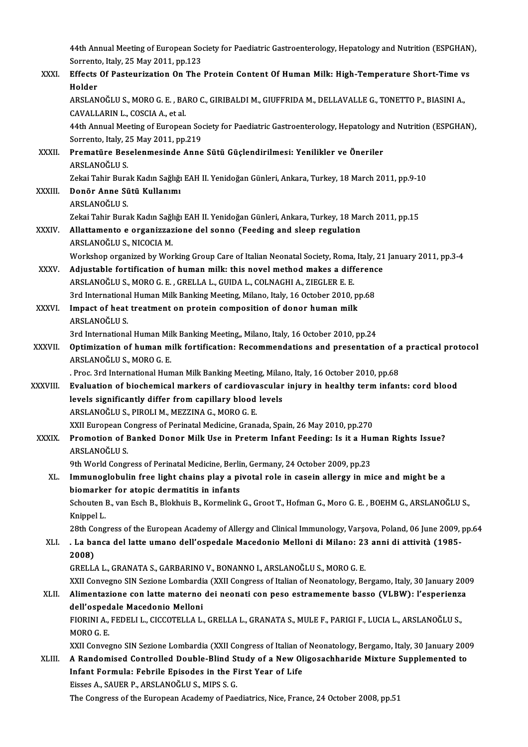44th Annual Meeting of European Society for Paediatric Gastroenterology, Hepatology and Nutrition (ESPGHAN), Sorrento, Italy, 25 May 2011, pp.123

XXXI. **Effects Of Pasteurization On The Protein Content Of Human Milk: High-Temperature Short-Time vs Holder**
ARSLANOĞLU S., MORO G. E. , BARO C., GIRIBALDI M., GIUFFRIDA M., DELLAVALLE G., TONETTO P., BIASINI A., CAVALLARIN L., COSCIA A., et al.
44th Annual Meeting of European Society for Paediatric Gastroenterology, Hepatology and Nutrition (ESPGHAN), Sorrento, Italy, 25 May 2011, pp.219

XXXII. **Prematüre Beselenmesinde Anne Sütü Güçlendirilmesi: Yenilikler ve Öneriler**
ARSLANOĞLU S.
Zekai Tahir Burak Kadın Sağlığı EAH II. Yenidoğan Günleri, Ankara, Turkey, 18 March 2011, pp.9-10

XXXIII. **Donör Anne Sütü Kullanımı**
ARSLANOĞLU S.
Zekai Tahir Burak Kadın Sağlığı EAH II. Yenidoğan Günleri, Ankara, Turkey, 18 March 2011, pp.15

XXXIV. **Allattamento e organizzazione del sonno (Feeding and sleep regulation**
ARSLANOĞLU S., NICOCIA M.
Workshop organized by Working Group Care of Italian Neonatal Society, Roma, Italy, 21 January 2011, pp.3-4

XXXV. **Adjustable fortification of human milk: this novel method makes a difference**
ARSLANOĞLU S., MORO G. E. , GRELLA L., GUIDA L., COLNAGHI A., ZIEGLER E. E.
3rd International Human Milk Banking Meeting, Milano, Italy, 16 October 2010, pp.68

XXXVI. **Impact of heat treatment on protein composition of donor human milk**
ARSLANOĞLU S.
3rd International Human Milk Banking Meeting,, Milano, Italy, 16 October 2010, pp.24

XXXVII. **Optimization of human milk fortification: Recommendations and presentation of a practical protocol**
ARSLANOĞLU S., MORO G. E.
. Proc. 3rd International Human Milk Banking Meeting, Milano, Italy, 16 October 2010, pp.68

XXXVIII. **Evaluation of biochemical markers of cardiovascular injury in healthy term infants: cord blood levels significantly differ from capillary blood levels**
ARSLANOĞLU S., PIROLI M., MEZZINA G., MORO G. E.
XXII European Congress of Perinatal Medicine, Granada, Spain, 26 May 2010, pp.270

XXXIX. **Promotion of Banked Donor Milk Use in Preterm Infant Feeding: Is it a Human Rights Issue?**
ARSLANOĞLU S.
9th World Congress of Perinatal Medicine, Berlin, Germany, 24 October 2009, pp.23

XL. **Immunoglobulin free light chains play a pivotal role in casein allergy in mice and might be a biomarker for atopic dermatitis in infants**
Schouten B., van Esch B., Blokhuis B., Kormelink G., Groot T., Hofman G., Moro G. E. , BOEHM G., ARSLANOĞLU S., Knippel L.
28th Congress of the European Academy of Allergy and Clinical Immunology, Varşova, Poland, 06 June 2009, pp.64

XLI. **. La banca del latte umano dell'ospedale Macedonio Melloni di Milano: 23 anni di attività (1985-2008)**
GRELLA L., GRANATA S., GARBARINO V., BONANNO I., ARSLANOĞLU S., MORO G. E.
XXII Convegno SIN Sezione Lombardia (XXII Congress of Italian of Neonatology, Bergamo, Italy, 30 January 2009

XLII. **Alimentazione con latte materno dei neonati con peso estramemente basso (VLBW): l'esperienza dell'ospedale Macedonio Melloni**
FIORINI A., FEDELI L., CICCOTELLA L., GRELLA L., GRANATA S., MULE F., PARIGI F., LUCIA L., ARSLANOĞLU S., MORO G. E.
XXII Convegno SIN Sezione Lombardia (XXII Congress of Italian of Neonatology, Bergamo, Italy, 30 January 2009

XLIII. **A Randomised Controlled Double-Blind Study of a New Oligosachharide Mixture Supplemented to Infant Formula: Febrile Episodes in the First Year of Life**
Eisses A., SAUER P., ARSLANOĞLU S., MIPS S. G.
The Congress of the European Academy of Paediatrics, Nice, France, 24 October 2008, pp.51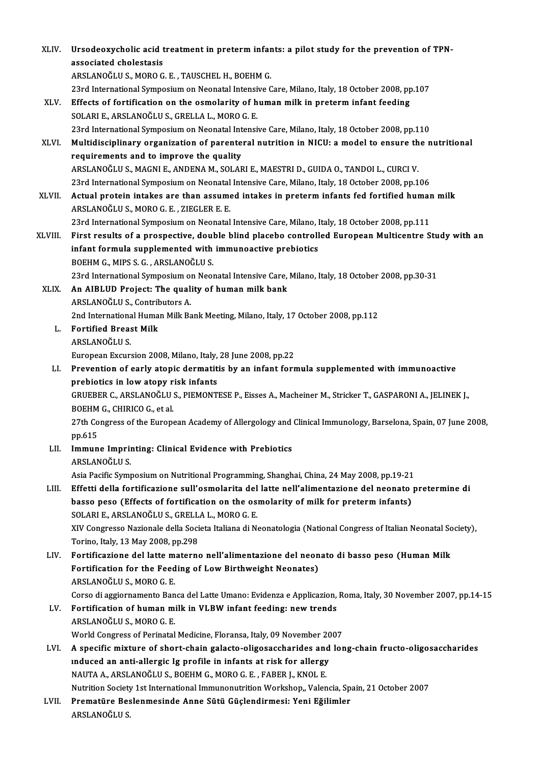XLIV. **Ursodeoxycholic acid treatment in preterm infants: a pilot study for the prevention of TPN-associated cholestasis**
ARSLANOĞLU S., MORO G. E. , TAUSCHEL H., BOEHM G.
23rd International Symposium on Neonatal Intensive Care, Milano, Italy, 18 October 2008, pp.107

XLV. **Effects of fortification on the osmolarity of human milk in preterm infant feeding**
SOLARI E., ARSLANOĞLU S., GRELLA L., MORO G. E.
23rd International Symposium on Neonatal Intensive Care, Milano, Italy, 18 October 2008, pp.110

XLVI. **Multidisciplinary organization of parenteral nutrition in NICU: a model to ensure the nutritional requirements and to improve the quality**
ARSLANOĞLU S., MAGNI E., ANDENA M., SOLARI E., MAESTRI D., GUIDA O., TANDOI L., CURCI V.
23rd International Symposium on Neonatal Intensive Care, Milano, Italy, 18 October 2008, pp.106

XLVII. **Actual protein intakes are than assumed intakes in preterm infants fed fortified human milk**
ARSLANOĞLU S., MORO G. E. , ZIEGLER E. E.
23rd International Symposium on Neonatal Intensive Care, Milano, Italy, 18 October 2008, pp.111

XLVIII. **First results of a prospective, double blind placebo controlled European Multicentre Study with an infant formula supplemented with immunoactive prebiotics**
BOEHM G., MIPS S. G. , ARSLANOĞLU S.
23rd International Symposium on Neonatal Intensive Care, Milano, Italy, 18 October 2008, pp.30-31

XLIX. **An AIBLUD Project: The quality of human milk bank**
ARSLANOĞLU S., Contributors A.
2nd International Human Milk Bank Meeting, Milano, Italy, 17 October 2008, pp.112

L. **Fortified Breast Milk**
ARSLANOĞLU S.
European Excursion 2008, Milano, Italy, 28 June 2008, pp.22

LI. **Prevention of early atopic dermatitis by an infant formula supplemented with immunoactive prebiotics in low atopy risk infants**
GRUEBER C., ARSLANOĞLU S., PIEMONTESE P., Eisses A., Macheiner M., Stricker T., GASPARONI A., JELINEK J., BOEHM G., CHIRICO G., et al.
27th Congress of the European Academy of Allergology and Clinical Immunology, Barselona, Spain, 07 June 2008, pp.615

LII. **Immune Imprinting: Clinical Evidence with Prebiotics**
ARSLANOĞLU S.
Asia Pacific Symposium on Nutritional Programming, Shanghai, China, 24 May 2008, pp.19-21

LIII. **Effetti della fortificazione sull'osmolarita del latte nell'alimentazione del neonato pretermine di basso peso (Effects of fortification on the osmolarity of milk for preterm infants)**
SOLARI E., ARSLANOĞLU S., GRELLA L., MORO G. E.
XIV Congresso Nazionale della Societa Italiana di Neonatologia (National Congress of Italian Neonatal Society), Torino, Italy, 13 May 2008, pp.298

LIV. **Fortificazione del latte materno nell'alimentazione del neonato di basso peso (Human Milk Fortification for the Feeding of Low Birthweight Neonates)**
ARSLANOĞLU S., MORO G. E.
Corso di aggiornamento Banca del Latte Umano: Evidenza e Applicazion, Roma, Italy, 30 November 2007, pp.14-15

LV. **Fortification of human milk in VLBW infant feeding: new trends**
ARSLANOĞLU S., MORO G. E.
World Congress of Perinatal Medicine, Floransa, Italy, 09 November 2007

LVI. **A specific mixture of short-chain galacto-oligosaccharides and long-chain fructo-oligosaccharides ınduced an anti-allergic Ig profile in infants at risk for allergy**
NAUTA A., ARSLANOĞLU S., BOEHM G., MORO G. E. , FABER J., KNOL E.
Nutrition Society 1st International Immunonutrition Workshop,, Valencia, Spain, 21 October 2007

LVII. **Prematüre Beslenmesinde Anne Sütü Güçlendirmesi: Yeni Eğilimler**
ARSLANOĞLU S.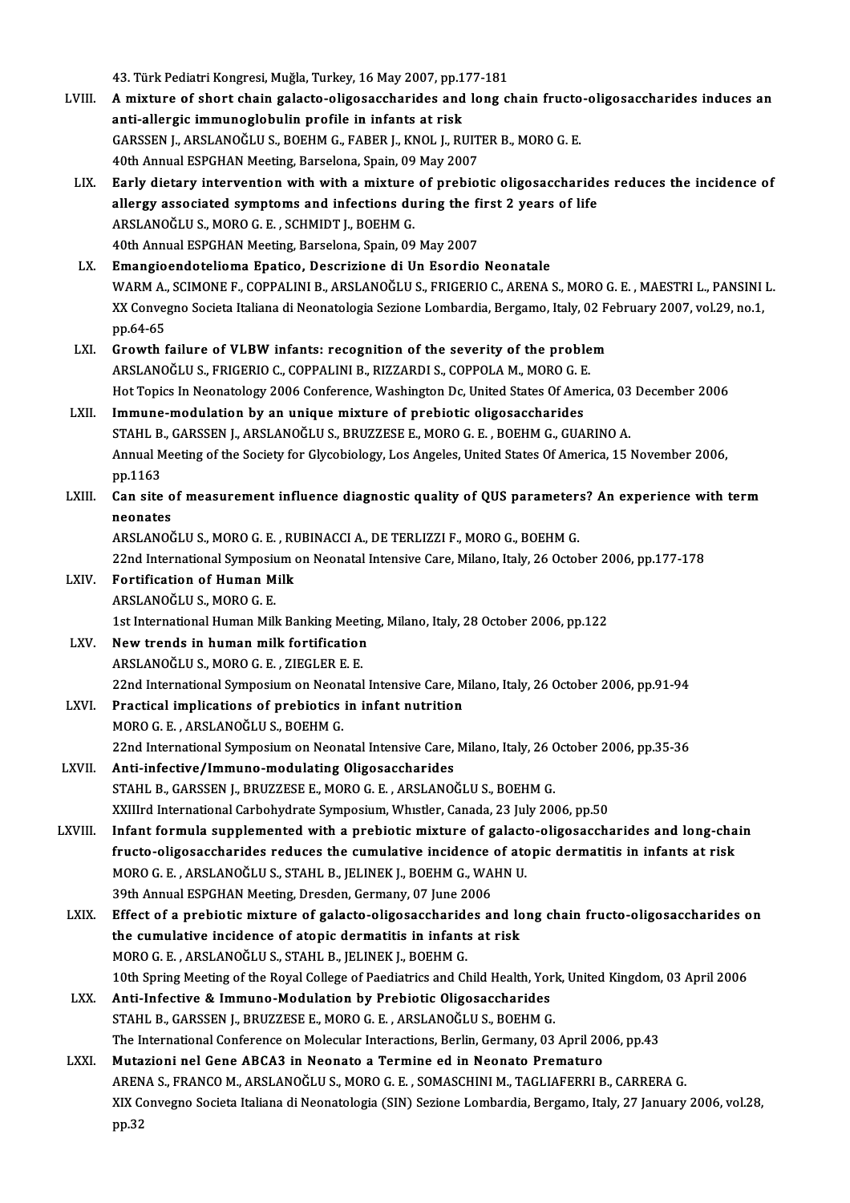43. Türk Pediatri Kongresi, Muğla, Turkey, 16 May 2007, pp.177-181

LVIII. **A mixture of short chain galacto-oligosaccharides and long chain fructo-oligosaccharides induces an anti-allergic immunoglobulin profile in infants at risk**
GARSSEN J., ARSLANOĞLU S., BOEHM G., FABER J., KNOL J., RUITER B., MORO G. E.
40th Annual ESPGHAN Meeting, Barselona, Spain, 09 May 2007

LIX. **Early dietary intervention with with a mixture of prebiotic oligosaccharides reduces the incidence of allergy associated symptoms and infections during the first 2 years of life**
ARSLANOĞLU S., MORO G. E. , SCHMIDT J., BOEHM G.
40th Annual ESPGHAN Meeting, Barselona, Spain, 09 May 2007

LX. **Emangioendotelioma Epatico, Descrizione di Un Esordio Neonatale**
WARM A., SCIMONE F., COPPALINI B., ARSLANOĞLU S., FRIGERIO C., ARENA S., MORO G. E. , MAESTRI L., PANSINI L.
XX Convegno Societa Italiana di Neonatologia Sezione Lombardia, Bergamo, Italy, 02 February 2007, vol.29, no.1, pp.64-65

LXI. **Growth failure of VLBW infants: recognition of the severity of the problem**
ARSLANOĞLU S., FRIGERIO C., COPPALINI B., RIZZARDI S., COPPOLA M., MORO G. E.
Hot Topics In Neonatology 2006 Conference, Washington Dc, United States Of America, 03 December 2006

LXII. **Immune-modulation by an unique mixture of prebiotic oligosaccharides**
STAHL B., GARSSEN J., ARSLANOĞLU S., BRUZZESE E., MORO G. E. , BOEHM G., GUARINO A.
Annual Meeting of the Society for Glycobiology, Los Angeles, United States Of America, 15 November 2006, pp.1163

LXIII. **Can site of measurement influence diagnostic quality of QUS parameters? An experience with term neonates**
ARSLANOĞLU S., MORO G. E. , RUBINACCI A., DE TERLIZZI F., MORO G., BOEHM G.
22nd International Symposium on Neonatal Intensive Care, Milano, Italy, 26 October 2006, pp.177-178

LXIV. **Fortification of Human Milk**
ARSLANOĞLU S., MORO G. E.
1st International Human Milk Banking Meeting, Milano, Italy, 28 October 2006, pp.122

LXV. **New trends in human milk fortification**
ARSLANOĞLU S., MORO G. E. , ZIEGLER E. E.
22nd International Symposium on Neonatal Intensive Care, Milano, Italy, 26 October 2006, pp.91-94

LXVI. **Practical implications of prebiotics in infant nutrition**
MORO G. E. , ARSLANOĞLU S., BOEHM G.
22nd International Symposium on Neonatal Intensive Care, Milano, Italy, 26 October 2006, pp.35-36

LXVII. **Anti-infective/Immuno-modulating Oligosaccharides**
STAHL B., GARSSEN J., BRUZZESE E., MORO G. E. , ARSLANOĞLU S., BOEHM G.
XXIIIrd International Carbohydrate Symposium, Whıstler, Canada, 23 July 2006, pp.50

LXVIII. **Infant formula supplemented with a prebiotic mixture of galacto-oligosaccharides and long-chain fructo-oligosaccharides reduces the cumulative incidence of atopic dermatitis in infants at risk**
MORO G. E. , ARSLANOĞLU S., STAHL B., JELINEK J., BOEHM G., WAHN U.
39th Annual ESPGHAN Meeting, Dresden, Germany, 07 June 2006

LXIX. **Effect of a prebiotic mixture of galacto-oligosaccharides and long chain fructo-oligosaccharides on the cumulative incidence of atopic dermatitis in infants at risk**
MORO G. E. , ARSLANOĞLU S., STAHL B., JELINEK J., BOEHM G.
10th Spring Meeting of the Royal College of Paediatrics and Child Health, York, United Kingdom, 03 April 2006

LXX. **Anti-Infective & Immuno-Modulation by Prebiotic Oligosaccharides**
STAHL B., GARSSEN J., BRUZZESE E., MORO G. E. , ARSLANOĞLU S., BOEHM G.
The International Conference on Molecular Interactions, Berlin, Germany, 03 April 2006, pp.43

LXXI. **Mutazioni nel Gene ABCA3 in Neonato a Termine ed in Neonato Prematuro**
ARENA S., FRANCO M., ARSLANOĞLU S., MORO G. E. , SOMASCHINI M., TAGLIAFERRI B., CARRERA G.
XIX Convegno Societa Italiana di Neonatologia (SIN) Sezione Lombardia, Bergamo, Italy, 27 January 2006, vol.28, pp.32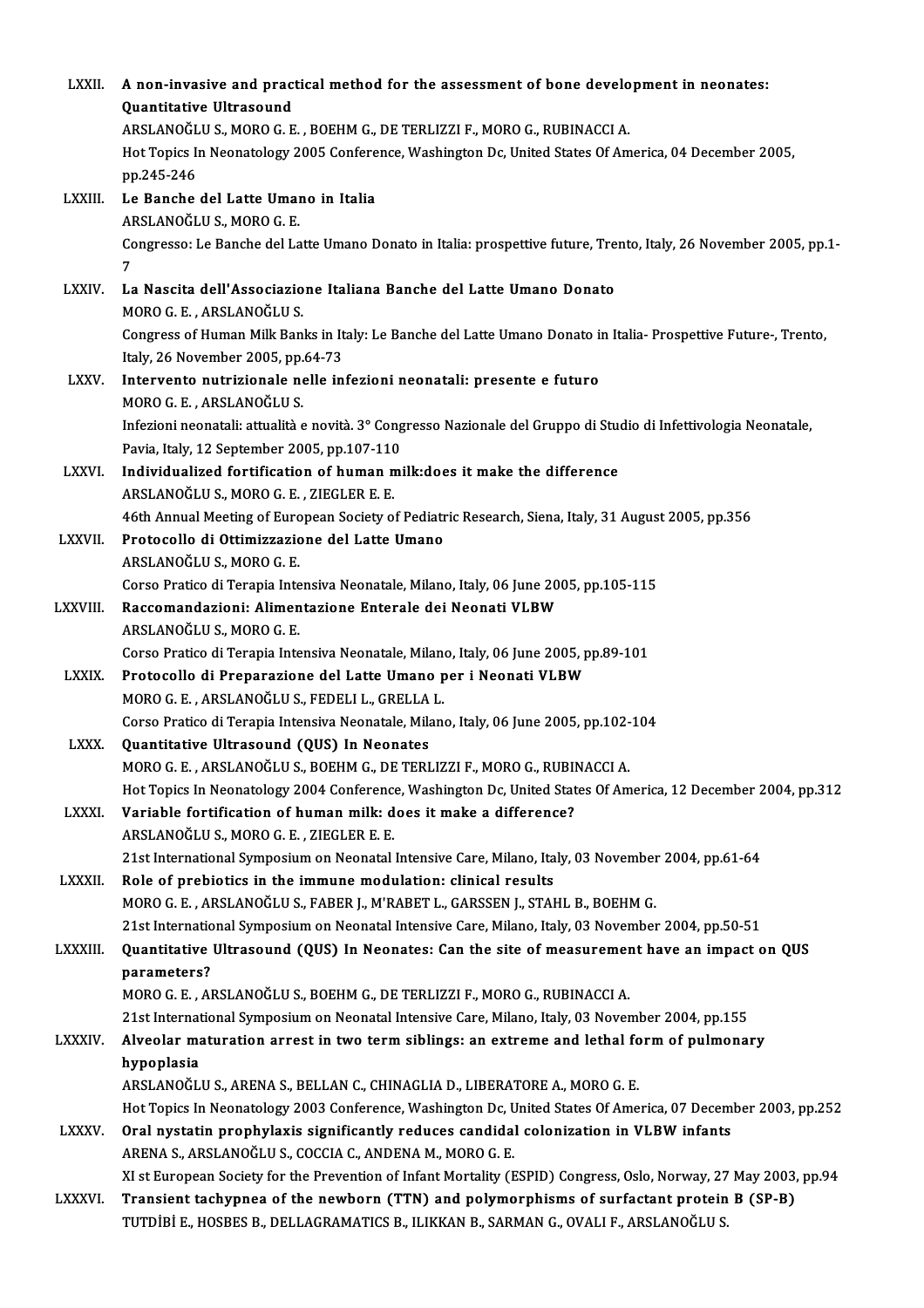LXXII. **A non-invasive and practical method for the assessment of bone development in neonates: Quantitative Ultrasound**
ARSLANOĞLU S., MORO G. E. , BOEHM G., DE TERLIZZI F., MORO G., RUBINACCI A.
Hot Topics In Neonatology 2005 Conference, Washington Dc, United States Of America, 04 December 2005, pp.245-246

LXXIII. **Le Banche del Latte Umano in Italia**
ARSLANOĞLU S., MORO G. E.
Congresso: Le Banche del Latte Umano Donato in Italia: prospettive future, Trento, Italy, 26 November 2005, pp.1-7

LXXIV. **La Nascita dell'Associazione Italiana Banche del Latte Umano Donato**
MORO G. E. , ARSLANOĞLU S.
Congress of Human Milk Banks in Italy: Le Banche del Latte Umano Donato in Italia- Prospettive Future-, Trento, Italy, 26 November 2005, pp.64-73

LXXV. **Intervento nutrizionale nelle infezioni neonatali: presente e futuro**
MORO G. E. , ARSLANOĞLU S.
Infezioni neonatali: attualità e novità. 3° Congresso Nazionale del Gruppo di Studio di Infettivologia Neonatale, Pavia, Italy, 12 September 2005, pp.107-110

LXXVI. **Individualized fortification of human milk:does it make the difference**
ARSLANOĞLU S., MORO G. E. , ZIEGLER E. E.
46th Annual Meeting of European Society of Pediatric Research, Siena, Italy, 31 August 2005, pp.356

LXXVII. **Protocollo di Ottimizzazione del Latte Umano**
ARSLANOĞLU S., MORO G. E.
Corso Pratico di Terapia Intensiva Neonatale, Milano, Italy, 06 June 2005, pp.105-115

LXXVIII. **Raccomandazioni: Alimentazione Enterale dei Neonati VLBW**
ARSLANOĞLU S., MORO G. E.
Corso Pratico di Terapia Intensiva Neonatale, Milano, Italy, 06 June 2005, pp.89-101

LXXIX. **Protocollo di Preparazione del Latte Umano per i Neonati VLBW**
MORO G. E. , ARSLANOĞLU S., FEDELI L., GRELLA L.
Corso Pratico di Terapia Intensiva Neonatale, Milano, Italy, 06 June 2005, pp.102-104

LXXX. **Quantitative Ultrasound (QUS) In Neonates**
MORO G. E. , ARSLANOĞLU S., BOEHM G., DE TERLIZZI F., MORO G., RUBINACCI A.
Hot Topics In Neonatology 2004 Conference, Washington Dc, United States Of America, 12 December 2004, pp.312

LXXXI. **Variable fortification of human milk: does it make a difference?**
ARSLANOĞLU S., MORO G. E. , ZIEGLER E. E.
21st International Symposium on Neonatal Intensive Care, Milano, Italy, 03 November 2004, pp.61-64

LXXXII. **Role of prebiotics in the immune modulation: clinical results**
MORO G. E. , ARSLANOĞLU S., FABER J., M'RABET L., GARSSEN J., STAHL B., BOEHM G.
21st International Symposium on Neonatal Intensive Care, Milano, Italy, 03 November 2004, pp.50-51

LXXXIII. **Quantitative Ultrasound (QUS) In Neonates: Can the site of measurement have an impact on QUS parameters?**
MORO G. E. , ARSLANOĞLU S., BOEHM G., DE TERLIZZI F., MORO G., RUBINACCI A.
21st International Symposium on Neonatal Intensive Care, Milano, Italy, 03 November 2004, pp.155

LXXXIV. **Alveolar maturation arrest in two term siblings: an extreme and lethal form of pulmonary hypoplasia**
ARSLANOĞLU S., ARENA S., BELLAN C., CHINAGLIA D., LIBERATORE A., MORO G. E.
Hot Topics In Neonatology 2003 Conference, Washington Dc, United States Of America, 07 December 2003, pp.252

LXXXV. **Oral nystatin prophylaxis significantly reduces candidal colonization in VLBW infants**
ARENA S., ARSLANOĞLU S., COCCIA C., ANDENA M., MORO G. E.
XI st European Society for the Prevention of Infant Mortality (ESPID) Congress, Oslo, Norway, 27 May 2003, pp.94

LXXXVI. **Transient tachypnea of the newborn (TTN) and polymorphisms of surfactant protein B (SP-B)**
TUTDİBİ E., HOSBES B., DELLAGRAMATICS B., ILIKKAN B., SARMAN G., OVALI F., ARSLANOĞLU S.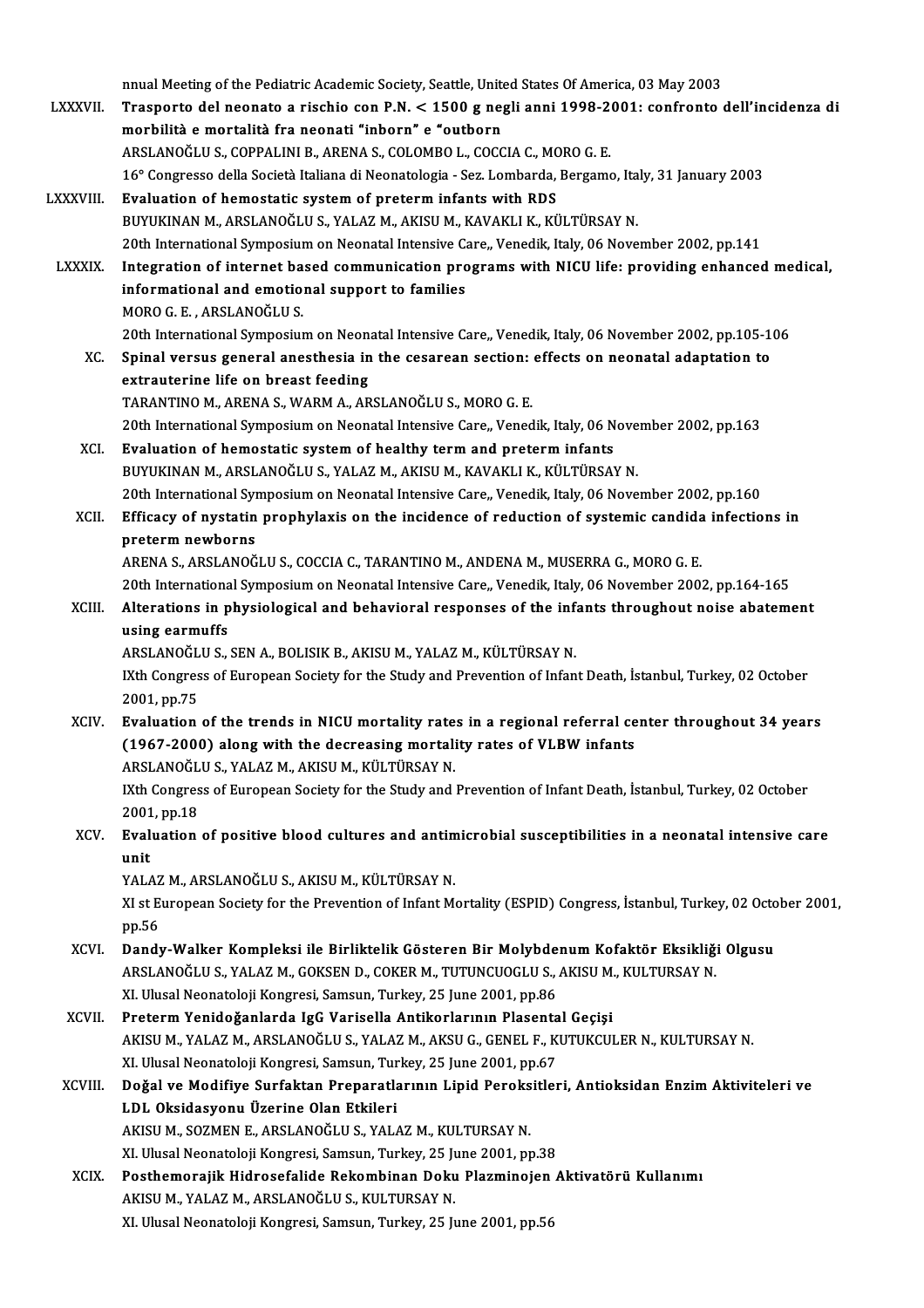nnual Meeting of the Pediatric Academic Society, Seattle, United States Of America, 03 May 2003

LXXXVII. **Trasporto del neonato a rischio con P.N. < 1500 g negli anni 1998-2001: confronto dell'incidenza di morbilità e mortalità fra neonati "inborn" e "outborn**
ARSLANOĞLU S., COPPALINI B., ARENA S., COLOMBO L., COCCIA C., MORO G. E.
16° Congresso della Società Italiana di Neonatologia - Sez. Lombarda, Bergamo, Italy, 31 January 2003

LXXXVIII. **Evaluation of hemostatic system of preterm infants with RDS**
BUYUKINAN M., ARSLANOĞLU S., YALAZ M., AKISU M., KAVAKLI K., KÜLTÜRSAY N.
20th International Symposium on Neonatal Intensive Care,, Venedik, Italy, 06 November 2002, pp.141

LXXXIX. **Integration of internet based communication programs with NICU life: providing enhanced medical, informational and emotional support to families**
MORO G. E. , ARSLANOĞLU S.
20th International Symposium on Neonatal Intensive Care,, Venedik, Italy, 06 November 2002, pp.105-106

XC. **Spinal versus general anesthesia in the cesarean section: effects on neonatal adaptation to extrauterine life on breast feeding**
TARANTINO M., ARENA S., WARM A., ARSLANOĞLU S., MORO G. E.
20th International Symposium on Neonatal Intensive Care,, Venedik, Italy, 06 November 2002, pp.163

XCI. **Evaluation of hemostatic system of healthy term and preterm infants**
BUYUKINAN M., ARSLANOĞLU S., YALAZ M., AKISU M., KAVAKLI K., KÜLTÜRSAY N.
20th International Symposium on Neonatal Intensive Care,, Venedik, Italy, 06 November 2002, pp.160

XCII. **Efficacy of nystatin prophylaxis on the incidence of reduction of systemic candida infections in preterm newborns**
ARENA S., ARSLANOĞLU S., COCCIA C., TARANTINO M., ANDENA M., MUSERRA G., MORO G. E.
20th International Symposium on Neonatal Intensive Care,, Venedik, Italy, 06 November 2002, pp.164-165

XCIII. **Alterations in physiological and behavioral responses of the infants throughout noise abatement using earmuffs**
ARSLANOĞLU S., SEN A., BOLISIK B., AKISU M., YALAZ M., KÜLTÜRSAY N.
IXth Congress of European Society for the Study and Prevention of Infant Death, İstanbul, Turkey, 02 October 2001, pp.75

XCIV. **Evaluation of the trends in NICU mortality rates in a regional referral center throughout 34 years (1967-2000) along with the decreasing mortality rates of VLBW infants**
ARSLANOĞLU S., YALAZ M., AKISU M., KÜLTÜRSAY N.
IXth Congress of European Society for the Study and Prevention of Infant Death, İstanbul, Turkey, 02 October 2001, pp.18

XCV. **Evaluation of positive blood cultures and antimicrobial susceptibilities in a neonatal intensive care unit**
YALAZ M., ARSLANOĞLU S., AKISU M., KÜLTÜRSAY N.
XI st European Society for the Prevention of Infant Mortality (ESPID) Congress, İstanbul, Turkey, 02 October 2001, pp.56

XCVI. **Dandy-Walker Kompleksi ile Birliktelik Gösteren Bir Molybdenum Kofaktör Eksikliği Olgusu**
ARSLANOĞLU S., YALAZ M., GOKSEN D., COKER M., TUTUNCUOGLU S., AKISU M., KULTURSAY N.
XI. Ulusal Neonatoloji Kongresi, Samsun, Turkey, 25 June 2001, pp.86

XCVII. **Preterm Yenidoğanlarda IgG Varisella Antikorlarının Plasental Geçişi**
AKISU M., YALAZ M., ARSLANOĞLU S., YALAZ M., AKSU G., GENEL F., KUTUKCULER N., KULTURSAY N.
XI. Ulusal Neonatoloji Kongresi, Samsun, Turkey, 25 June 2001, pp.67

XCVIII. **Doğal ve Modifiye Surfaktan Preparatlarının Lipid Peroksitleri, Antioksidan Enzim Aktiviteleri ve LDL Oksidasyonu Üzerine Olan Etkileri**
AKISU M., SOZMEN E., ARSLANOĞLU S., YALAZ M., KULTURSAY N.
XI. Ulusal Neonatoloji Kongresi, Samsun, Turkey, 25 June 2001, pp.38

XCIX. **Posthemorajik Hidrosefalide Rekombinan Doku Plazminojen Aktivatörü Kullanımı**
AKISU M., YALAZ M., ARSLANOĞLU S., KULTURSAY N.
XI. Ulusal Neonatoloji Kongresi, Samsun, Turkey, 25 June 2001, pp.56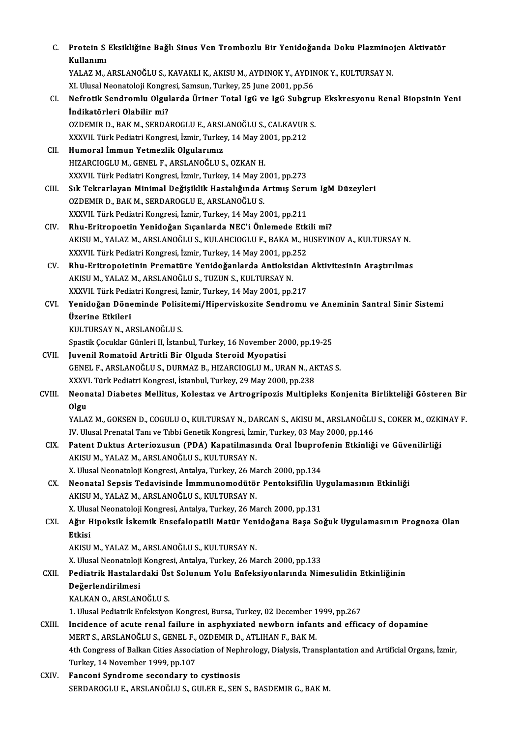C. **Protein S Eksikliğine Bağlı Sinus Ven Trombozlu Bir Yenidoğanda Doku Plazminojen Aktivatör Kullanımı**
YALAZ M., ARSLANOĞLU S., KAVAKLI K., AKISU M., AYDINOK Y., AYDINOK Y., KULTURSAY N.
XI. Ulusal Neonatoloji Kongresi, Samsun, Turkey, 25 June 2001, pp.56

CI. **Nefrotik Sendromlu Olgularda Üriner Total IgG ve IgG Subgrup Ekskresyonu Renal Biopsinin Yeni İndikatörleri Olabilir mi?**
OZDEMIR D., BAK M., SERDAROGLU E., ARSLANOĞLU S., CALKAVUR S.
XXXVII. Türk Pediatri Kongresi, İzmir, Turkey, 14 May 2001, pp.212

CII. **Humoral İmmun Yetmezlik Olgularımız**
HIZARCIOGLU M., GENEL F., ARSLANOĞLU S., OZKAN H.
XXXVII. Türk Pediatri Kongresi, İzmir, Turkey, 14 May 2001, pp.273

CIII. **Sık Tekrarlayan Minimal Değişiklik Hastalığında Artmış Serum IgM Düzeyleri**
OZDEMIR D., BAK M., SERDAROGLU E., ARSLANOĞLU S.
XXXVII. Türk Pediatri Kongresi, İzmir, Turkey, 14 May 2001, pp.211

CIV. **Rhu-Eritropoetin Yenidoğan Sıçanlarda NEC'i Önlemede Etkili mi?**
AKISU M., YALAZ M., ARSLANOĞLU S., KULAHCIOGLU F., BAKA M., HUSEYINOV A., KULTURSAY N.
XXXVII. Türk Pediatri Kongresi, İzmir, Turkey, 14 May 2001, pp.252

CV. **Rhu-Eritropoietinin Prematüre Yenidoğanlarda Antioksidan Aktivitesinin Araştırılmas**
AKISU M., YALAZ M., ARSLANOĞLU S., TUZUN S., KULTURSAY N.
XXXVII. Türk Pediatri Kongresi, İzmir, Turkey, 14 May 2001, pp.217

CVI. **Yenidoğan Döneminde Polisitemi/Hiperviskozite Sendromu ve Aneminin Santral Sinir Sistemi Üzerine Etkileri**
KULTURSAY N., ARSLANOĞLU S.
Spastik Çocuklar Günleri II, İstanbul, Turkey, 16 November 2000, pp.19-25

CVII. **Juvenil Romatoid Artritli Bir Olguda Steroid Myopatisi**
GENEL F., ARSLANOĞLU S., DURMAZ B., HIZARCIOGLU M., URAN N., AKTAS S.
XXXVI. Türk Pediatri Kongresi, İstanbul, Turkey, 29 May 2000, pp.238

CVIII. **Neonatal Diabetes Mellitus, Kolestaz ve Artrogripozis Multipleks Konjenita Birlikteliği Gösteren Bir Olgu**
YALAZ M., GOKSEN D., COGULU O., KULTURSAY N., DARCAN S., AKISU M., ARSLANOĞLU S., COKER M., OZKINAY F.
IV. Ulusal Prenatal Tanı ve Tıbbi Genetik Kongresi, İzmir, Turkey, 03 May 2000, pp.146

CIX. **Patent Duktus Arteriozusun (PDA) Kapatilmasında Oral İbuprofenin Etkinliği ve Güvenilirliği**
AKISU M., YALAZ M., ARSLANOĞLU S., KULTURSAY N.
X. Ulusal Neonatoloji Kongresi, Antalya, Turkey, 26 March 2000, pp.134

CX. **Neonatal Sepsis Tedavisinde İmmmunomodütör Pentoksifilin Uygulamasının Etkinliği**
AKISU M., YALAZ M., ARSLANOĞLU S., KULTURSAY N.
X. Ulusal Neonatoloji Kongresi, Antalya, Turkey, 26 March 2000, pp.131

CXI. **Ağır Hipoksik İskemik Ensefalopatili Matür Yenidoğana Başa Soğuk Uygulamasının Prognoza Olan Etkisi**
AKISU M., YALAZ M., ARSLANOĞLU S., KULTURSAY N.
X. Ulusal Neonatoloji Kongresi, Antalya, Turkey, 26 March 2000, pp.133

CXII. **Pediatrik Hastalardaki Üst Solunum Yolu Enfeksiyonlarında Nimesulidin Etkinliğinin Değerlendirilmesi**
KALKAN O., ARSLANOĞLU S.
1. Ulusal Pediatrik Enfeksiyon Kongresi, Bursa, Turkey, 02 December 1999, pp.267

CXIII. **Incidence of acute renal failure in asphyxiated newborn infants and efficacy of dopamine**
MERT S., ARSLANOĞLU S., GENEL F., OZDEMIR D., ATLIHAN F., BAK M.
4th Congress of Balkan Cities Association of Nephrology, Dialysis, Transplantation and Artificial Organs, İzmir, Turkey, 14 November 1999, pp.107

CXIV. **Fanconi Syndrome secondary to cystinosis**
SERDAROGLU E., ARSLANOĞLU S., GULER E., SEN S., BASDEMIR G., BAK M.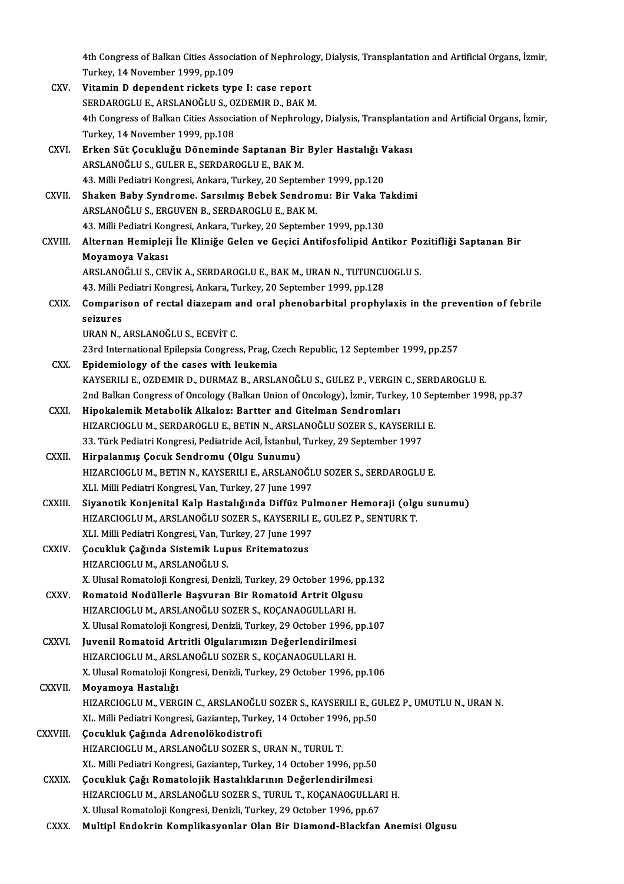4th Congress of Balkan Cities Association of Nephrology, Dialysis, Transplantation and Artificial Organs, İzmir, Turkey, 14 November 1999, pp.109

CXV. **Vitamin D dependent rickets type I: case report**
SERDAROGLU E., ARSLANOĞLU S., OZDEMIR D., BAK M.
4th Congress of Balkan Cities Association of Nephrology, Dialysis, Transplantation and Artificial Organs, İzmir, Turkey, 14 November 1999, pp.108

CXVI. **Erken Süt Çocukluğu Döneminde Saptanan Bir Byler Hastalığı Vakası**
ARSLANOĞLU S., GULER E., SERDAROGLU E., BAK M.
43. Milli Pediatri Kongresi, Ankara, Turkey, 20 September 1999, pp.120

CXVII. **Shaken Baby Syndrome. Sarsılmış Bebek Sendromu: Bir Vaka Takdimi**
ARSLANOĞLU S., ERGUVEN B., SERDAROGLU E., BAK M.
43. Milli Pediatri Kongresi, Ankara, Turkey, 20 September 1999, pp.130

CXVIII. **Alternan Hemipleji İle Kliniğe Gelen ve Geçici Antifosfolipid Antikor Pozitifliği Saptanan Bir Moyamoya Vakası**
ARSLANOĞLU S., CEVİK A., SERDAROGLU E., BAK M., URAN N., TUTUNCUOGLU S.
43. Milli Pediatri Kongresi, Ankara, Turkey, 20 September 1999, pp.128

CXIX. **Comparison of rectal diazepam and oral phenobarbital prophylaxis in the prevention of febrile seizures**
URAN N., ARSLANOĞLU S., ECEVİT C.
23rd International Epilepsia Congress, Prag, Czech Republic, 12 September 1999, pp.257

CXX. **Epidemiology of the cases with leukemia**
KAYSERILI E., OZDEMIR D., DURMAZ B., ARSLANOĞLU S., GULEZ P., VERGIN C., SERDAROGLU E.
2nd Balkan Congress of Oncology (Balkan Union of Oncology), İzmir, Turkey, 10 September 1998, pp.37

CXXI. **Hipokalemik Metabolik Alkaloz: Bartter and Gitelman Sendromları**
HIZARCIOGLU M., SERDAROGLU E., BETIN N., ARSLANOĞLU SOZER S., KAYSERILI E.
33. Türk Pediatri Kongresi, Pediatride Acil, İstanbul, Turkey, 29 September 1997

CXXII. **Hirpalanmış Çocuk Sendromu (Olgu Sunumu)**
HIZARCIOGLU M., BETIN N., KAYSERILI E., ARSLANOĞLU SOZER S., SERDAROGLU E.
XLI. Milli Pediatri Kongresi, Van, Turkey, 27 June 1997

CXXIII. **Siyanotik Konjenital Kalp Hastalığında Diffüz Pulmoner Hemoraji (olgu sunumu)**
HIZARCIOGLU M., ARSLANOĞLU SOZER S., KAYSERILI E., GULEZ P., SENTURK T.
XLI. Milli Pediatri Kongresi, Van, Turkey, 27 June 1997

CXXIV. **Çocukluk Çağında Sistemik Lupus Eritematozus**
HIZARCIOGLU M., ARSLANOĞLU S.
X. Ulusal Romatoloji Kongresi, Denizli, Turkey, 29 October 1996, pp.132

CXXV. **Romatoid Nodüllerle Başvuran Bir Romatoid Artrit Olgusu**
HIZARCIOGLU M., ARSLANOĞLU SOZER S., KOÇANAOGULLARI H.
X. Ulusal Romatoloji Kongresi, Denizli, Turkey, 29 October 1996, pp.107

CXXVI. **Juvenil Romatoid Artritli Olgularımızın Değerlendirilmesi**
HIZARCIOGLU M., ARSLANOĞLU SOZER S., KOÇANAOGULLARI H.
X. Ulusal Romatoloji Kongresi, Denizli, Turkey, 29 October 1996, pp.106

CXXVII. **Moyamoya Hastalığı**
HIZARCIOGLU M., VERGIN C., ARSLANOĞLU SOZER S., KAYSERILI E., GULEZ P., UMUTLU N., URAN N.
XL. Milli Pediatri Kongresi, Gaziantep, Turkey, 14 October 1996, pp.50

CXXVIII. **Çocukluk Çağında Adrenolökodistrofi**
HIZARCIOGLU M., ARSLANOĞLU SOZER S., URAN N., TURUL T.
XL. Milli Pediatri Kongresi, Gaziantep, Turkey, 14 October 1996, pp.50

CXXIX. **Çocukluk Çağı Romatolojik Hastalıklarının Değerlendirilmesi**
HIZARCIOGLU M., ARSLANOĞLU SOZER S., TURUL T., KOÇANAOGULLARI H.
X. Ulusal Romatoloji Kongresi, Denizli, Turkey, 29 October 1996, pp.67

CXXX. **Multipl Endokrin Komplikasyonlar Olan Bir Diamond-Blackfan Anemisi Olgusu**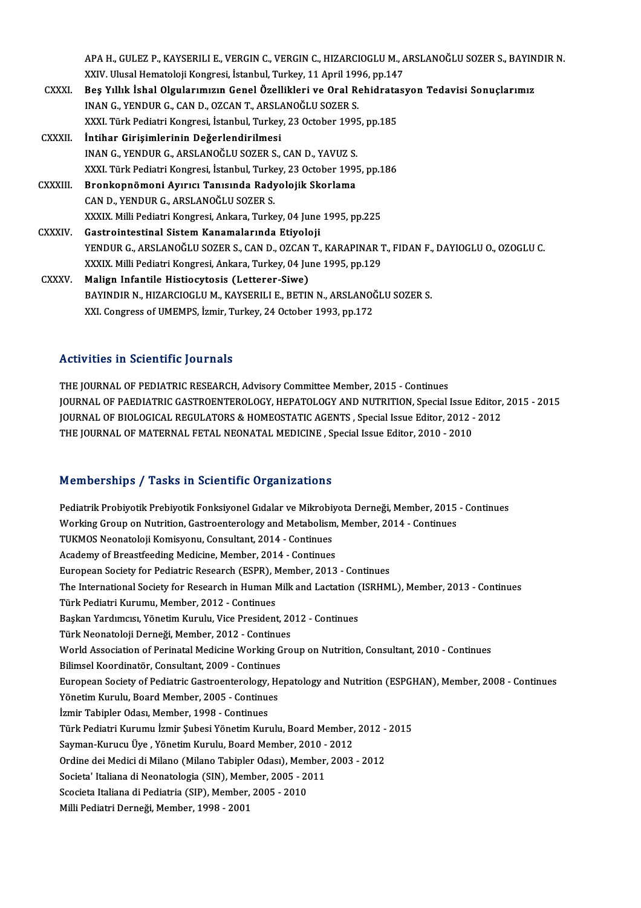APA H., GULEZ P., KAYSERILI E., VERGIN C., VERGIN C., HIZARCIOGLU M., ARSLANOĞLU SOZER S., BAYINDIR N.
XXIV. Ulusal Hematoloji Kongresi, İstanbul, Turkey, 11 April 1996, pp.147

CXXXI. **Beş Yıllık İshal Olgularımızın Genel Özellikleri ve Oral Rehidratasyon Tedavisi Sonuçlarımız**
INAN G., YENDUR G., CAN D., OZCAN T., ARSLANOĞLU SOZER S.
XXXI. Türk Pediatri Kongresi, İstanbul, Turkey, 23 October 1995, pp.185

CXXXII. **İntihar Girişimlerinin Değerlendirilmesi**
INAN G., YENDUR G., ARSLANOĞLU SOZER S., CAN D., YAVUZ S.
XXXI. Türk Pediatri Kongresi, İstanbul, Turkey, 23 October 1995, pp.186

CXXXIII. **Bronkopnömoni Ayırıcı Tanısında Radyolojik Skorlama**
CAN D., YENDUR G., ARSLANOĞLU SOZER S.
XXXIX. Milli Pediatri Kongresi, Ankara, Turkey, 04 June 1995, pp.225

CXXXIV. **Gastrointestinal Sistem Kanamalarında Etiyoloji**
YENDUR G., ARSLANOĞLU SOZER S., CAN D., OZCAN T., KARAPINAR T., FIDAN F., DAYIOGLU O., OZOGLU C.
XXXIX. Milli Pediatri Kongresi, Ankara, Turkey, 04 June 1995, pp.129

CXXXV. **Malign Infantile Histiocytosis (Letterer-Siwe)**
BAYINDIR N., HIZARCIOGLU M., KAYSERILI E., BETIN N., ARSLANOĞLU SOZER S.
XXI. Congress of UMEMPS, İzmir, Turkey, 24 October 1993, pp.172

## Activities in Scientific Journals

THE JOURNAL OF PEDIATRIC RESEARCH, Advisory Committee Member, 2015 - Continues
JOURNAL OF PAEDIATRIC GASTROENTEROLOGY, HEPATOLOGY AND NUTRITION, Special Issue Editor, 2015 - 2015
JOURNAL OF BIOLOGICAL REGULATORS & HOMEOSTATIC AGENTS , Special Issue Editor, 2012 - 2012
THE JOURNAL OF MATERNAL FETAL NEONATAL MEDICINE , Special Issue Editor, 2010 - 2010

## Memberships / Tasks in Scientific Organizations

Pediatrik Probiyotik Prebiyotik Fonksiyonel Gıdalar ve Mikrobiyota Derneği, Member, 2015 - Continues
Working Group on Nutrition, Gastroenterology and Metabolism, Member, 2014 - Continues
TUKMOS Neonatoloji Komisyonu, Consultant, 2014 - Continues
Academy of Breastfeeding Medicine, Member, 2014 - Continues
European Society for Pediatric Research (ESPR), Member, 2013 - Continues
The International Society for Research in Human Milk and Lactation (ISRHML), Member, 2013 - Continues
Türk Pediatri Kurumu, Member, 2012 - Continues
Başkan Yardımcısı, Yönetim Kurulu, Vice President, 2012 - Continues
Türk Neonatoloji Derneği, Member, 2012 - Continues
World Association of Perinatal Medicine Working Group on Nutrition, Consultant, 2010 - Continues
Bilimsel Koordinatör, Consultant, 2009 - Continues
European Society of Pediatric Gastroenterology, Hepatology and Nutrition (ESPGHAN), Member, 2008 - Continues
Yönetim Kurulu, Board Member, 2005 - Continues
İzmir Tabipler Odası, Member, 1998 - Continues
Türk Pediatri Kurumu İzmir Şubesi Yönetim Kurulu, Board Member, 2012 - 2015
Sayman-Kurucu Üye , Yönetim Kurulu, Board Member, 2010 - 2012
Ordine dei Medici di Milano (Milano Tabipler Odası), Member, 2003 - 2012
Societa' Italiana di Neonatologia (SIN), Member, 2005 - 2011
Scocieta Italiana di Pediatria (SIP), Member, 2005 - 2010
Milli Pediatri Derneği, Member, 1998 - 2001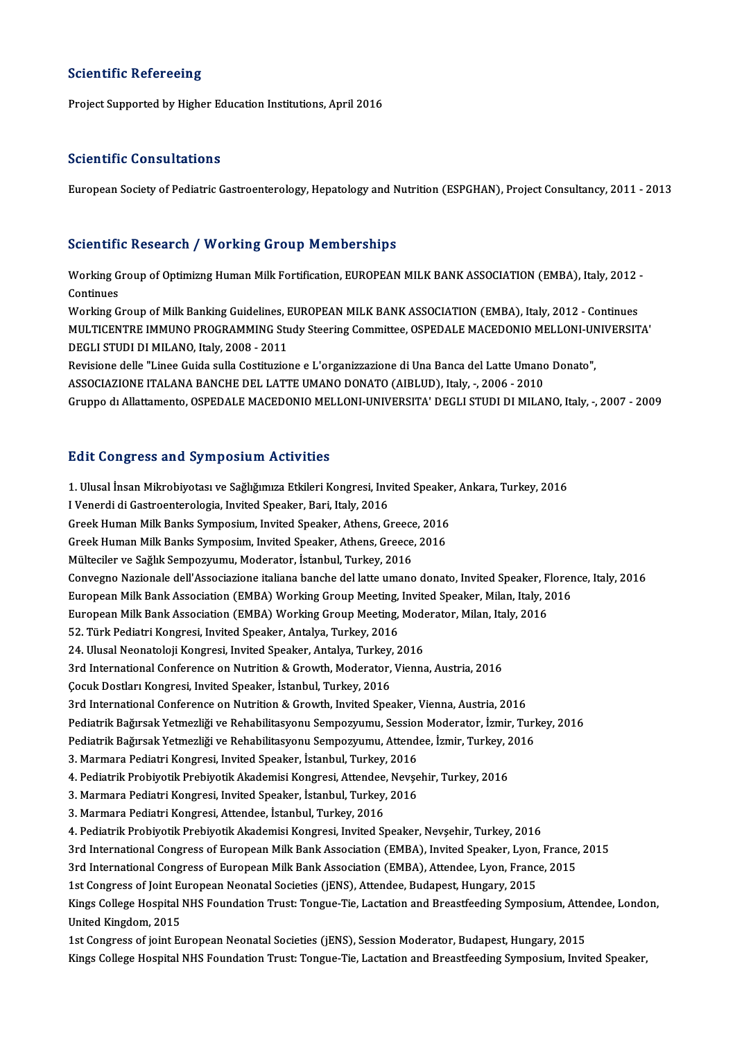## Scientific Refereeing

Project Supported by Higher Education Institutions, April 2016

## Scientific Consultations

European Society of Pediatric Gastroenterology, Hepatology and Nutrition (ESPGHAN), Project Consultancy, 2011 - 2013

## Scientific Research / Working Group Memberships

Working Group of Optimizng Human Milk Fortification, EUROPEAN MILK BANK ASSOCIATION (EMBA), Italy, 2012 - Continues

Working Group of Milk Banking Guidelines, EUROPEAN MILK BANK ASSOCIATION (EMBA), Italy, 2012 - Continues

MULTICENTRE IMMUNO PROGRAMMING Study Steering Committee, OSPEDALE MACEDONIO MELLONI-UNIVERSITA' DEGLI STUDI DI MILANO, Italy, 2008 - 2011

Revisione delle "Linee Guida sulla Costituzione e L'organizzazione di Una Banca del Latte Umano Donato", ASSOCIAZIONE ITALANA BANCHE DEL LATTE UMANO DONATO (AIBLUD), Italy, -, 2006 - 2010

Gruppo dı Allattamento, OSPEDALE MACEDONIO MELLONI-UNIVERSITA' DEGLI STUDI DI MILANO, Italy, -, 2007 - 2009

## Edit Congress and Symposium Activities

1. Ulusal İnsan Mikrobiyotası ve Sağlığımıza Etkileri Kongresi, Invited Speaker, Ankara, Turkey, 2016

I Venerdi di Gastroenterologia, Invited Speaker, Bari, Italy, 2016

Greek Human Milk Banks Symposium, Invited Speaker, Athens, Greece, 2016

Greek Human Milk Banks Symposim, Invited Speaker, Athens, Greece, 2016

Mülteciler ve Sağlık Sempozyumu, Moderator, İstanbul, Turkey, 2016

Convegno Nazionale dell'Associazione italiana banche del latte umano donato, Invited Speaker, Florence, Italy, 2016

European Milk Bank Association (EMBA) Working Group Meeting, Invited Speaker, Milan, Italy, 2016

European Milk Bank Association (EMBA) Working Group Meeting, Moderator, Milan, Italy, 2016

52. Türk Pediatri Kongresi, Invited Speaker, Antalya, Turkey, 2016

24. Ulusal Neonatoloji Kongresi, Invited Speaker, Antalya, Turkey, 2016

3rd International Conference on Nutrition & Growth, Moderator, Vienna, Austria, 2016

Çocuk Dostları Kongresi, Invited Speaker, İstanbul, Turkey, 2016

3rd International Conference on Nutrition & Growth, Invited Speaker, Vienna, Austria, 2016

Pediatrik Bağırsak Yetmezliği ve Rehabilitasyonu Sempozyumu, Session Moderator, İzmir, Turkey, 2016

Pediatrik Bağırsak Yetmezliği ve Rehabilitasyonu Sempozyumu, Attendee, İzmir, Turkey, 2016

3. Marmara Pediatri Kongresi, Invited Speaker, İstanbul, Turkey, 2016

4. Pediatrik Probiyotik Prebiyotik Akademisi Kongresi, Attendee, Nevşehir, Turkey, 2016

3. Marmara Pediatri Kongresi, Invited Speaker, İstanbul, Turkey, 2016

3. Marmara Pediatri Kongresi, Attendee, İstanbul, Turkey, 2016

4. Pediatrik Probiyotik Prebiyotik Akademisi Kongresi, Invited Speaker, Nevşehir, Turkey, 2016

3rd International Congress of European Milk Bank Association (EMBA), Invited Speaker, Lyon, France, 2015

3rd International Congress of European Milk Bank Association (EMBA), Attendee, Lyon, France, 2015

1st Congress of Joint European Neonatal Societies (jENS), Attendee, Budapest, Hungary, 2015

Kings College Hospital NHS Foundation Trust: Tongue-Tie, Lactation and Breastfeeding Symposium, Attendee, London, United Kingdom, 2015

1st Congress of joint European Neonatal Societies (jENS), Session Moderator, Budapest, Hungary, 2015

Kings College Hospital NHS Foundation Trust: Tongue-Tie, Lactation and Breastfeeding Symposium, Invited Speaker,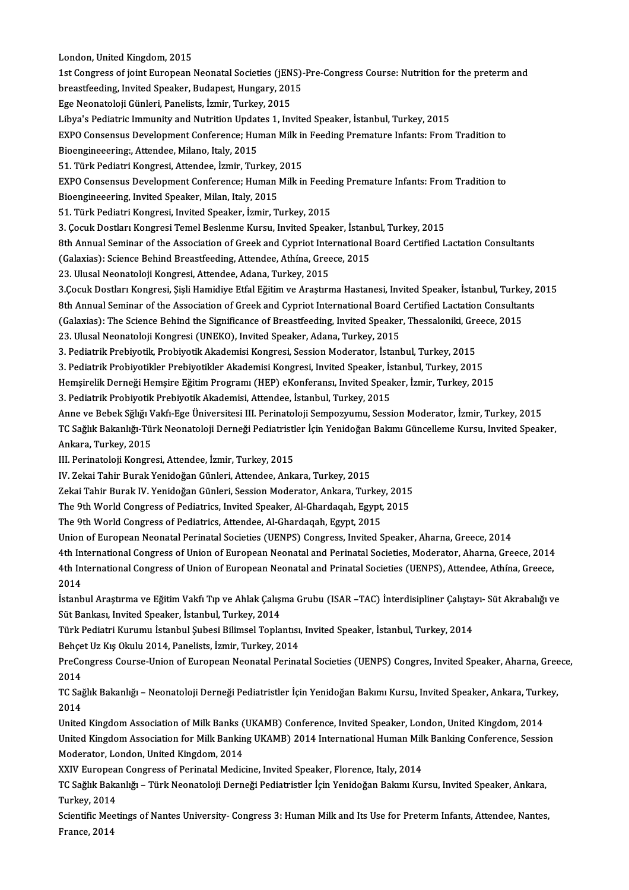London, United Kingdom, 2015

1st Congress of joint European Neonatal Societies (jENS)-Pre-Congress Course: Nutrition for the preterm and breastfeeding, Invited Speaker, Budapest, Hungary, 2015

Ege Neonatoloji Günleri, Panelists, İzmir, Turkey, 2015

Libya's Pediatric Immunity and Nutrition Updates 1, Invited Speaker, İstanbul, Turkey, 2015

EXPO Consensus Development Conference; Human Milk in Feeding Premature Infants: From Tradition to Bioengineeering:, Attendee, Milano, Italy, 2015

51. Türk Pediatri Kongresi, Attendee, İzmir, Turkey, 2015

EXPO Consensus Development Conference; Human Milk in Feeding Premature Infants: From Tradition to Bioengineeering, Invited Speaker, Milan, Italy, 2015

51. Türk Pediatri Kongresi, Invited Speaker, İzmir, Turkey, 2015

3. Çocuk Dostları Kongresi Temel Beslenme Kursu, Invited Speaker, İstanbul, Turkey, 2015

8th Annual Seminar of the Association of Greek and Cypriot International Board Certified Lactation Consultants (Galaxias): Science Behind Breastfeeding, Attendee, Athína, Greece, 2015

23. Ulusal Neonatoloji Kongresi, Attendee, Adana, Turkey, 2015

3.Çocuk Dostları Kongresi, Şişli Hamidiye Etfal Eğitim ve Araştırma Hastanesi, Invited Speaker, İstanbul, Turkey, 2015

8th Annual Seminar of the Association of Greek and Cypriot International Board Certified Lactation Consultants (Galaxias): The Science Behind the Significance of Breastfeeding, Invited Speaker, Thessaloniki, Greece, 2015

23. Ulusal Neonatoloji Kongresi (UNEKO), Invited Speaker, Adana, Turkey, 2015

3. Pediatrik Prebiyotik, Probiyotik Akademisi Kongresi, Session Moderator, İstanbul, Turkey, 2015

3. Pediatrik Probiyotikler Prebiyotikler Akademisi Kongresi, Invited Speaker, İstanbul, Turkey, 2015

Hemşirelik Derneği Hemşire Eğitim Programı (HEP) eKonferansı, Invited Speaker, İzmir, Turkey, 2015

3. Pediatrik Probiyotik Prebiyotik Akademisi, Attendee, İstanbul, Turkey, 2015

Anne ve Bebek Sğlığı Vakfı-Ege Üniversitesi III. Perinatoloji Sempozyumu, Session Moderator, İzmir, Turkey, 2015

TC Sağlık Bakanlığı-Türk Neonatoloji Derneği Pediatristler İçin Yenidoğan Bakımı Güncelleme Kursu, Invited Speaker, Ankara, Turkey, 2015

III. Perinatoloji Kongresi, Attendee, İzmir, Turkey, 2015

IV. Zekai Tahir Burak Yenidoğan Günleri, Attendee, Ankara, Turkey, 2015

Zekai Tahir Burak IV. Yenidoğan Günleri, Session Moderator, Ankara, Turkey, 2015

The 9th World Congress of Pediatrics, Invited Speaker, Al-Ghardaqah, Egypt, 2015

The 9th World Congress of Pediatrics, Attendee, Al-Ghardaqah, Egypt, 2015

Union of European Neonatal Perinatal Societies (UENPS) Congress, Invited Speaker, Aharna, Greece, 2014

4th International Congress of Union of European Neonatal and Perinatal Societies, Moderator, Aharna, Greece, 2014

4th International Congress of Union of European Neonatal and Prinatal Societies (UENPS), Attendee, Athína, Greece, 2014

İstanbul Araştırma ve Eğitim Vakfı Tıp ve Ahlak Çalışma Grubu (ISAR –TAC) İnterdisipliner Çalıştayı- Süt Akrabalığı ve Süt Bankası, Invited Speaker, İstanbul, Turkey, 2014

Türk Pediatri Kurumu İstanbul Şubesi Bilimsel Toplantısı, Invited Speaker, İstanbul, Turkey, 2014

Behçet Uz Kış Okulu 2014, Panelists, İzmir, Turkey, 2014

PreCongress Course-Union of European Neonatal Perinatal Societies (UENPS) Congres, Invited Speaker, Aharna, Greece, 2014

TC Sağlık Bakanlığı – Neonatoloji Derneği Pediatristler İçin Yenidoğan Bakımı Kursu, Invited Speaker, Ankara, Turkey, 2014

United Kingdom Association of Milk Banks (UKAMB) Conference, Invited Speaker, London, United Kingdom, 2014

United Kingdom Association for Milk Banking UKAMB) 2014 International Human Milk Banking Conference, Session Moderator, London, United Kingdom, 2014

XXIV European Congress of Perinatal Medicine, Invited Speaker, Florence, Italy, 2014

TC Sağlık Bakanlığı – Türk Neonatoloji Derneği Pediatristler İçin Yenidoğan Bakımı Kursu, Invited Speaker, Ankara, Turkey, 2014

Scientific Meetings of Nantes University- Congress 3: Human Milk and Its Use for Preterm Infants, Attendee, Nantes, France, 2014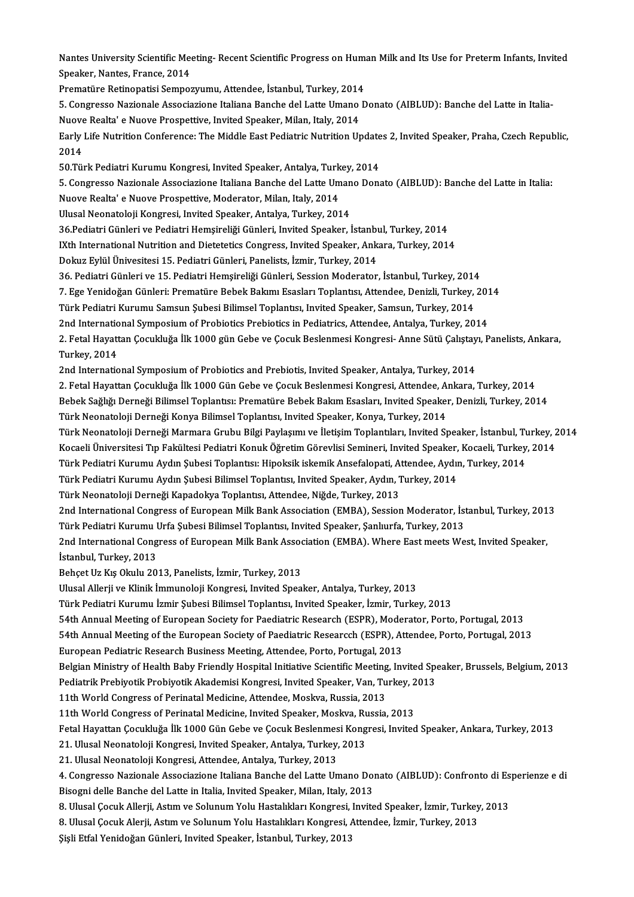Nantes University Scientific Meeting- Recent Scientific Progress on Human Milk and Its Use for Preterm Infants, Invited Speaker, Nantes, France, 2014

Prematüre Retinopatisi Sempozyumu, Attendee, İstanbul, Turkey, 2014

5. Congresso Nazionale Associazione Italiana Banche del Latte Umano Donato (AIBLUD): Banche del Latte in Italia-Nuove Realta' e Nuove Prospettive, Invited Speaker, Milan, Italy, 2014

Early Life Nutrition Conference: The Middle East Pediatric Nutrition Updates 2, Invited Speaker, Praha, Czech Republic, 2014

50.Türk Pediatri Kurumu Kongresi, Invited Speaker, Antalya, Turkey, 2014

5. Congresso Nazionale Associazione Italiana Banche del Latte Umano Donato (AIBLUD): Banche del Latte in Italia: Nuove Realta' e Nuove Prospettive, Moderator, Milan, Italy, 2014

Ulusal Neonatoloji Kongresi, Invited Speaker, Antalya, Turkey, 2014

36.Pediatri Günleri ve Pediatri Hemşireliği Günleri, Invited Speaker, İstanbul, Turkey, 2014

IXth International Nutrition and Dietetetics Congress, Invited Speaker, Ankara, Turkey, 2014

Dokuz Eylül Ünivesitesi 15. Pediatri Günleri, Panelists, İzmir, Turkey, 2014

36. Pediatri Günleri ve 15. Pediatri Hemşireliği Günleri, Session Moderator, İstanbul, Turkey, 2014

7. Ege Yenidoğan Günleri: Prematüre Bebek Bakımı Esasları Toplantısı, Attendee, Denizli, Turkey, 2014

Türk Pediatri Kurumu Samsun Şubesi Bilimsel Toplantısı, Invited Speaker, Samsun, Turkey, 2014

2nd International Symposium of Probiotics Prebiotics in Pediatrics, Attendee, Antalya, Turkey, 2014

2. Fetal Hayattan Çocukluğa İlk 1000 gün Gebe ve Çocuk Beslenmesi Kongresi- Anne Sütü Çalıştayı, Panelists, Ankara, Turkey, 2014

2nd International Symposium of Probiotics and Prebiotis, Invited Speaker, Antalya, Turkey, 2014

2. Fetal Hayattan Çocukluğa İlk 1000 Gün Gebe ve Çocuk Beslenmesi Kongresi, Attendee, Ankara, Turkey, 2014

Bebek Sağlığı Derneği Bilimsel Toplantısı: Prematüre Bebek Bakım Esasları, Invited Speaker, Denizli, Turkey, 2014

Türk Neonatoloji Derneği Konya Bilimsel Toplantısı, Invited Speaker, Konya, Turkey, 2014

Türk Neonatoloji Derneği Marmara Grubu Bilgi Paylaşımı ve İletişim Toplantıları, Invited Speaker, İstanbul, Turkey, 2014

Kocaeli Üniversitesi Tıp Fakültesi Pediatri Konuk Öğretim Görevlisi Semineri, Invited Speaker, Kocaeli, Turkey, 2014

Türk Pediatri Kurumu Aydın Şubesi Toplantısı: Hipoksik iskemik Ansefalopati, Attendee, Aydın, Turkey, 2014

Türk Pediatri Kurumu Aydın Şubesi Bilimsel Toplantısı, Invited Speaker, Aydın, Turkey, 2014

Türk Neonatoloji Derneği Kapadokya Toplantısı, Attendee, Niğde, Turkey, 2013

2nd International Congress of European Milk Bank Association (EMBA), Session Moderator, İstanbul, Turkey, 2013

Türk Pediatri Kurumu Urfa Şubesi Bilimsel Toplantısı, Invited Speaker, Şanlıurfa, Turkey, 2013

2nd International Congress of European Milk Bank Association (EMBA). Where East meets West, Invited Speaker, İstanbul, Turkey, 2013

Behçet Uz Kış Okulu 2013, Panelists, İzmir, Turkey, 2013

Ulusal Allerji ve Klinik İmmunoloji Kongresi, Invited Speaker, Antalya, Turkey, 2013

Türk Pediatri Kurumu İzmir Şubesi Bilimsel Toplantısı, Invited Speaker, İzmir, Turkey, 2013

54th Annual Meeting of European Society for Paediatric Research (ESPR), Moderator, Porto, Portugal, 2013

54th Annual Meeting of the European Society of Paediatric Researcch (ESPR), Attendee, Porto, Portugal, 2013

European Pediatric Research Business Meeting, Attendee, Porto, Portugal, 2013

Belgian Ministry of Health Baby Friendly Hospital Initiative Scientific Meeting, Invited Speaker, Brussels, Belgium, 2013

Pediatrik Prebiyotik Probiyotik Akademisi Kongresi, Invited Speaker, Van, Turkey, 2013

11th World Congress of Perinatal Medicine, Attendee, Moskva, Russia, 2013

11th World Congress of Perinatal Medicine, Invited Speaker, Moskva, Russia, 2013

Fetal Hayattan Çocukluğa İlk 1000 Gün Gebe ve Çocuk Beslenmesi Kongresi, Invited Speaker, Ankara, Turkey, 2013

21. Ulusal Neonatoloji Kongresi, Invited Speaker, Antalya, Turkey, 2013

21. Ulusal Neonatoloji Kongresi, Attendee, Antalya, Turkey, 2013

4. Congresso Nazionale Associazione Italiana Banche del Latte Umano Donato (AIBLUD): Confronto di Esperienze e di Bisogni delle Banche del Latte in Italia, Invited Speaker, Milan, Italy, 2013

8. Ulusal Çocuk Allerji, Astım ve Solunum Yolu Hastalıkları Kongresi, Invited Speaker, İzmir, Turkey, 2013

8. Ulusal Çocuk Alerji, Astım ve Solunum Yolu Hastalıkları Kongresi, Attendee, İzmir, Turkey, 2013

Şişli Etfal Yenidoğan Günleri, Invited Speaker, İstanbul, Turkey, 2013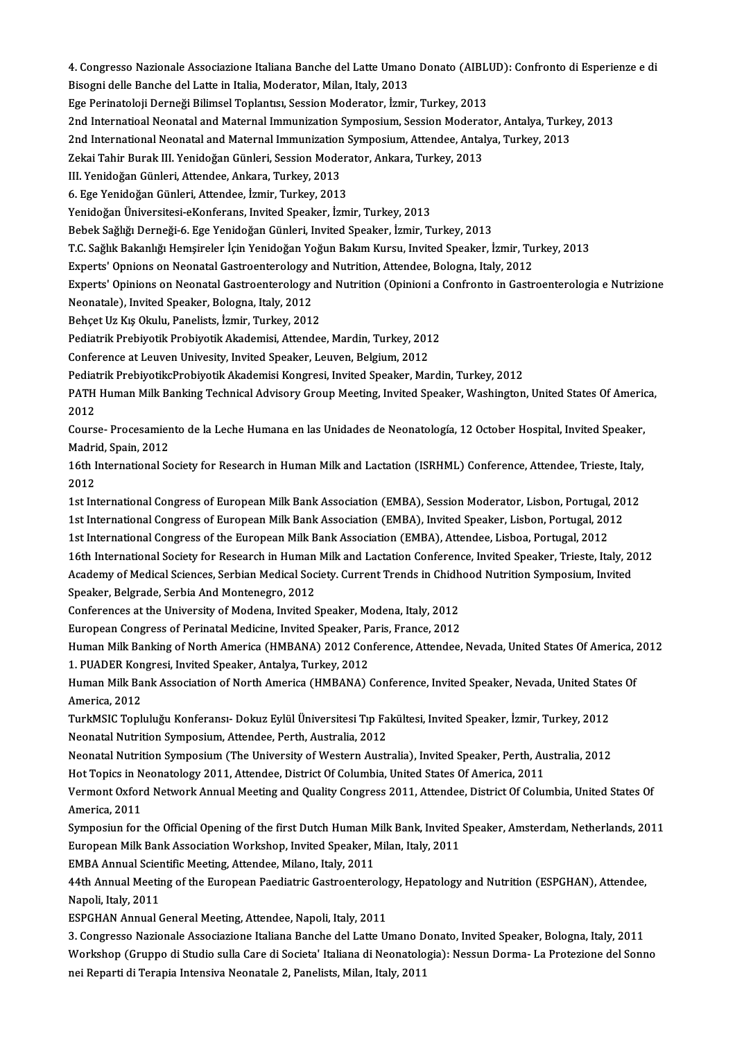4. Congresso Nazionale Associazione Italiana Banche del Latte Umano Donato (AIBLUD): Confronto di Esperienze e di Bisogni delle Banche del Latte in Italia, Moderator, Milan, Italy, 2013

Ege Perinatoloji Derneği Bilimsel Toplantısı, Session Moderator, İzmir, Turkey, 2013

2nd Internatioal Neonatal and Maternal Immunization Symposium, Session Moderator, Antalya, Turkey, 2013

2nd International Neonatal and Maternal Immunization Symposium, Attendee, Antalya, Turkey, 2013

Zekai Tahir Burak III. Yenidoğan Günleri, Session Moderator, Ankara, Turkey, 2013

III. Yenidoğan Günleri, Attendee, Ankara, Turkey, 2013

6. Ege Yenidoğan Günleri, Attendee, İzmir, Turkey, 2013

Yenidoğan Üniversitesi-eKonferans, Invited Speaker, İzmir, Turkey, 2013

Bebek Sağlığı Derneği-6. Ege Yenidoğan Günleri, Invited Speaker, İzmir, Turkey, 2013

T.C. Sağlık Bakanlığı Hemşireler İçin Yenidoğan Yoğun Bakım Kursu, Invited Speaker, İzmir, Turkey, 2013

Experts' Opnions on Neonatal Gastroenterology and Nutrition, Attendee, Bologna, Italy, 2012

Experts' Opinions on Neonatal Gastroenterology and Nutrition (Opinioni a Confronto in Gastroenterologia e Nutrizione Neonatale), Invited Speaker, Bologna, Italy, 2012

Behçet Uz Kış Okulu, Panelists, İzmir, Turkey, 2012

Pediatrik Prebiyotik Probiyotik Akademisi, Attendee, Mardin, Turkey, 2012

Conference at Leuven Univesity, Invited Speaker, Leuven, Belgium, 2012

Pediatrik PrebiyotikcProbiyotik Akademisi Kongresi, Invited Speaker, Mardin, Turkey, 2012

PATH Human Milk Banking Technical Advisory Group Meeting, Invited Speaker, Washington, United States Of America, 2012

Course- Procesamiento de la Leche Humana en las Unidades de Neonatología, 12 October Hospital, Invited Speaker, Madrid, Spain, 2012

16th International Society for Research in Human Milk and Lactation (ISRHML) Conference, Attendee, Trieste, Italy, 2012

1st International Congress of European Milk Bank Association (EMBA), Session Moderator, Lisbon, Portugal, 2012

1st International Congress of European Milk Bank Association (EMBA), Invited Speaker, Lisbon, Portugal, 2012

1st International Congress of the European Milk Bank Association (EMBA), Attendee, Lisboa, Portugal, 2012

16th International Society for Research in Human Milk and Lactation Conference, Invited Speaker, Trieste, Italy, 2012

Academy of Medical Sciences, Serbian Medical Society. Current Trends in Chidhood Nutrition Symposium, Invited Speaker, Belgrade, Serbia And Montenegro, 2012

Conferences at the University of Modena, Invited Speaker, Modena, Italy, 2012

European Congress of Perinatal Medicine, Invited Speaker, Paris, France, 2012

Human Milk Banking of North America (HMBANA) 2012 Conference, Attendee, Nevada, United States Of America, 2012

1. PUADER Kongresi, Invited Speaker, Antalya, Turkey, 2012

Human Milk Bank Association of North America (HMBANA) Conference, Invited Speaker, Nevada, United States Of America, 2012

TurkMSIC Topluluğu Konferansı- Dokuz Eylül Üniversitesi Tıp Fakültesi, Invited Speaker, İzmir, Turkey, 2012

Neonatal Nutrition Symposium, Attendee, Perth, Australia, 2012

Neonatal Nutrition Symposium (The University of Western Australia), Invited Speaker, Perth, Australia, 2012

Hot Topics in Neonatology 2011, Attendee, District Of Columbia, United States Of America, 2011

Vermont Oxford Network Annual Meeting and Quality Congress 2011, Attendee, District Of Columbia, United States Of America, 2011

Symposiun for the Official Opening of the first Dutch Human Milk Bank, Invited Speaker, Amsterdam, Netherlands, 2011

European Milk Bank Association Workshop, Invited Speaker, Milan, Italy, 2011

EMBA Annual Scientific Meeting, Attendee, Milano, Italy, 2011

44th Annual Meeting of the European Paediatric Gastroenterology, Hepatology and Nutrition (ESPGHAN), Attendee, Napoli, Italy, 2011

ESPGHAN Annual General Meeting, Attendee, Napoli, Italy, 2011

3. Congresso Nazionale Associazione Italiana Banche del Latte Umano Donato, Invited Speaker, Bologna, Italy, 2011

Workshop (Gruppo di Studio sulla Care di Societa' Italiana di Neonatologia): Nessun Dorma- La Protezione del Sonno nei Reparti di Terapia Intensiva Neonatale 2, Panelists, Milan, Italy, 2011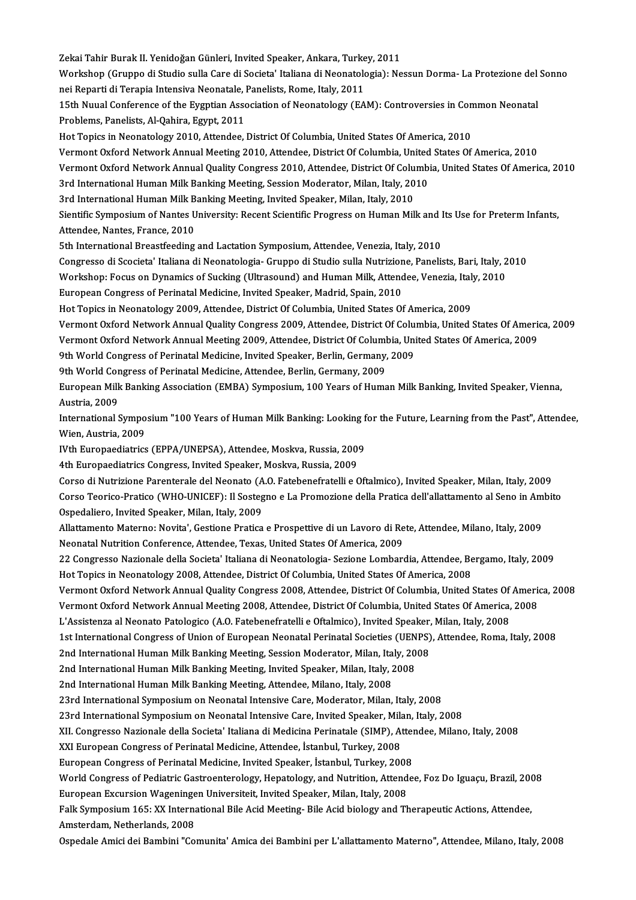Zekai Tahir Burak II. Yenidoğan Günleri, Invited Speaker, Ankara, Turkey, 2011

Workshop (Gruppo di Studio sulla Care di Societa' Italiana di Neonatologia): Nessun Dorma- La Protezione del Sonno nei Reparti di Terapia Intensiva Neonatale, Panelists, Rome, Italy, 2011

15th Nuual Conference of the Eygptian Association of Neonatology (EAM): Controversies in Common Neonatal Problems, Panelists, Al-Qahira, Egypt, 2011

Hot Topics in Neonatology 2010, Attendee, District Of Columbia, United States Of America, 2010

Vermont Oxford Network Annual Meeting 2010, Attendee, District Of Columbia, United States Of America, 2010

Vermont Oxford Network Annual Quality Congress 2010, Attendee, District Of Columbia, United States Of America, 2010

3rd International Human Milk Banking Meeting, Session Moderator, Milan, Italy, 2010

3rd International Human Milk Banking Meeting, Invited Speaker, Milan, Italy, 2010

Sientific Symposium of Nantes University: Recent Scientific Progress on Human Milk and Its Use for Preterm Infants, Attendee, Nantes, France, 2010

5th International Breastfeeding and Lactation Symposium, Attendee, Venezia, Italy, 2010

Congresso di Scocieta' Italiana di Neonatologia- Gruppo di Studio sulla Nutrizione, Panelists, Bari, Italy, 2010

Workshop: Focus on Dynamics of Sucking (Ultrasound) and Human Milk, Attendee, Venezia, Italy, 2010

European Congress of Perinatal Medicine, Invited Speaker, Madrid, Spain, 2010

Hot Topics in Neonatology 2009, Attendee, District Of Columbia, United States Of America, 2009

Vermont Oxford Network Annual Quality Congress 2009, Attendee, District Of Columbia, United States Of America, 2009

Vermont Oxford Network Annual Meeting 2009, Attendee, District Of Columbia, United States Of America, 2009

9th World Congress of Perinatal Medicine, Invited Speaker, Berlin, Germany, 2009

9th World Congress of Perinatal Medicine, Attendee, Berlin, Germany, 2009

European Milk Banking Association (EMBA) Symposium, 100 Years of Human Milk Banking, Invited Speaker, Vienna, Austria, 2009

International Symposium "100 Years of Human Milk Banking: Looking for the Future, Learning from the Past", Attendee, Wien, Austria, 2009

IVth Europaediatrics (EPPA/UNEPSA), Attendee, Moskva, Russia, 2009

4th Europaediatrics Congress, Invited Speaker, Moskva, Russia, 2009

Corso di Nutrizione Parenterale del Neonato (A.O. Fatebenefratelli e Oftalmico), Invited Speaker, Milan, Italy, 2009

Corso Teorico-Pratico (WHO-UNICEF): Il Sostegno e La Promozione della Pratica dell'allattamento al Seno in Ambito Ospedaliero, Invited Speaker, Milan, Italy, 2009

Allattamento Materno: Novita', Gestione Pratica e Prospettive di un Lavoro di Rete, Attendee, Milano, Italy, 2009

Neonatal Nutrition Conference, Attendee, Texas, United States Of America, 2009

22 Congresso Nazionale della Societa' Italiana di Neonatologia- Sezione Lombardia, Attendee, Bergamo, Italy, 2009

Hot Topics in Neonatology 2008, Attendee, District Of Columbia, United States Of America, 2008

Vermont Oxford Network Annual Quality Congress 2008, Attendee, District Of Columbia, United States Of America, 2008

Vermont Oxford Network Annual Meeting 2008, Attendee, District Of Columbia, United States Of America, 2008

L'Assistenza al Neonato Patologico (A.O. Fatebenefratelli e Oftalmico), Invited Speaker, Milan, Italy, 2008

1st International Congress of Union of European Neonatal Perinatal Societies (UENPS), Attendee, Roma, Italy, 2008

2nd International Human Milk Banking Meeting, Session Moderator, Milan, Italy, 2008

2nd International Human Milk Banking Meeting, Invited Speaker, Milan, Italy, 2008

2nd International Human Milk Banking Meeting, Attendee, Milano, Italy, 2008

23rd International Symposium on Neonatal Intensive Care, Moderator, Milan, Italy, 2008

23rd International Symposium on Neonatal Intensive Care, Invited Speaker, Milan, Italy, 2008

XII. Congresso Nazionale della Societa' Italiana di Medicina Perinatale (SIMP), Attendee, Milano, Italy, 2008

XXI European Congress of Perinatal Medicine, Attendee, İstanbul, Turkey, 2008

European Congress of Perinatal Medicine, Invited Speaker, İstanbul, Turkey, 2008

World Congress of Pediatric Gastroenterology, Hepatology, and Nutrition, Attendee, Foz Do Iguaçu, Brazil, 2008

European Excursion Wageningen Universiteit, Invited Speaker, Milan, Italy, 2008

Falk Symposium 165: XX International Bile Acid Meeting- Bile Acid biology and Therapeutic Actions, Attendee, Amsterdam, Netherlands, 2008

Ospedale Amici dei Bambini "Comunita' Amica dei Bambini per L'allattamento Materno", Attendee, Milano, Italy, 2008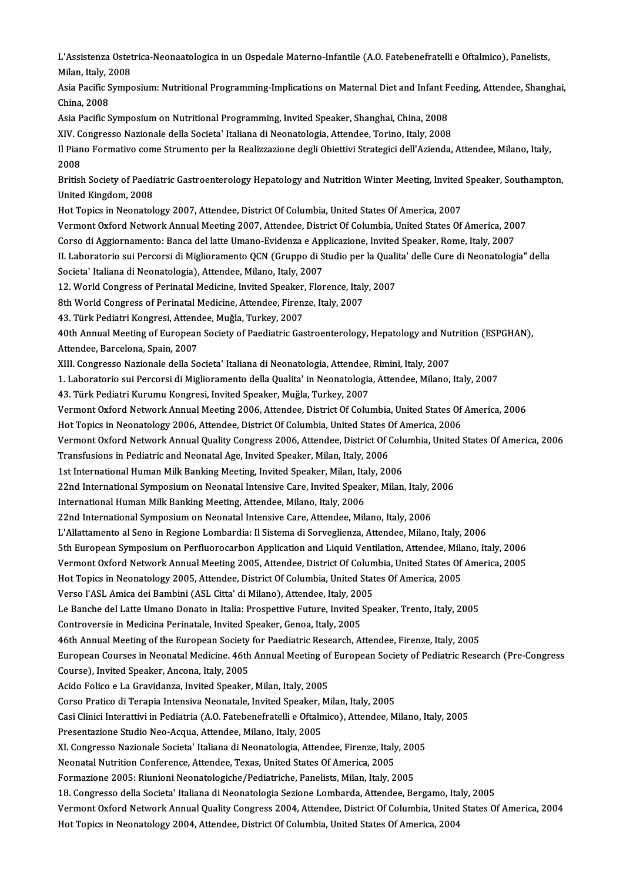L'Assistenza Ostetrica-Neonaatologica in un Ospedale Materno-Infantile (A.O. Fatebenefratelli e Oftalmico), Panelists, Milan, Italy, 2008

Asia Pacific Symposium: Nutritional Programming-Implications on Maternal Diet and Infant Feeding, Attendee, Shanghai, China, 2008

Asia Pacific Symposium on Nutritional Programming, Invited Speaker, Shanghai, China, 2008

XIV. Congresso Nazionale della Societa' Italiana di Neonatologia, Attendee, Torino, Italy, 2008

Il Piano Formativo come Strumento per la Realizzazione degli Obiettivi Strategici dell'Azienda, Attendee, Milano, Italy, 2008

British Society of Paediatric Gastroenterology Hepatology and Nutrition Winter Meeting, Invited Speaker, Southampton, United Kingdom, 2008

Hot Topics in Neonatology 2007, Attendee, District Of Columbia, United States Of America, 2007

Vermont Oxford Network Annual Meeting 2007, Attendee, District Of Columbia, United States Of America, 2007

Corso di Aggiornamento: Banca del latte Umano-Evidenza e Applicazione, Invited Speaker, Rome, Italy, 2007

II. Laboratorio sui Percorsi di Miglioramento QCN (Gruppo di Studio per la Qualita' delle Cure di Neonatologia" della Societa' Italiana di Neonatologia), Attendee, Milano, Italy, 2007

12. World Congress of Perinatal Medicine, Invited Speaker, Florence, Italy, 2007

8th World Congress of Perinatal Medicine, Attendee, Firenze, Italy, 2007

43. Türk Pediatri Kongresi, Attendee, Muğla, Turkey, 2007

40th Annual Meeting of European Society of Paediatric Gastroenterology, Hepatology and Nutrition (ESPGHAN), Attendee, Barcelona, Spain, 2007

XIII. Congresso Nazionale della Societa' Italiana di Neonatologia, Attendee, Rimini, Italy, 2007

1. Laboratorio sui Percorsi di Miglioramento della Qualita' in Neonatologia, Attendee, Milano, Italy, 2007

43. Türk Pediatri Kurumu Kongresi, Invited Speaker, Muğla, Turkey, 2007

Vermont Oxford Network Annual Meeting 2006, Attendee, District Of Columbia, United States Of America, 2006

Hot Topics in Neonatology 2006, Attendee, District Of Columbia, United States Of America, 2006

Vermont Oxford Network Annual Quality Congress 2006, Attendee, District Of Columbia, United States Of America, 2006

Transfusions in Pediatric and Neonatal Age, Invited Speaker, Milan, Italy, 2006

1st International Human Milk Banking Meeting, Invited Speaker, Milan, Italy, 2006

22nd International Symposium on Neonatal Intensive Care, Invited Speaker, Milan, Italy, 2006

International Human Milk Banking Meeting, Attendee, Milano, Italy, 2006

22nd International Symposium on Neonatal Intensive Care, Attendee, Milano, Italy, 2006

L'Allattamento al Seno in Regione Lombardia: Il Sistema di Sorveglienza, Attendee, Milano, Italy, 2006

5th European Symposium on Perfluorocarbon Application and Liquid Ventilation, Attendee, Milano, Italy, 2006

Vermont Oxford Network Annual Meeting 2005, Attendee, District Of Columbia, United States Of America, 2005

Hot Topics in Neonatology 2005, Attendee, District Of Columbia, United States Of America, 2005

Verso l'ASL Amica dei Bambini (ASL Citta' di Milano), Attendee, Italy, 2005

Le Banche del Latte Umano Donato in Italia: Prospettive Future, Invited Speaker, Trento, Italy, 2005

Controversie in Medicina Perinatale, Invited Speaker, Genoa, Italy, 2005

46th Annual Meeting of the European Society for Paediatric Research, Attendee, Firenze, Italy, 2005

European Courses in Neonatal Medicine. 46th Annual Meeting of European Society of Pediatric Research (Pre-Congress Course), Invited Speaker, Ancona, Italy, 2005

Acido Folico e La Gravidanza, Invited Speaker, Milan, Italy, 2005

Corso Pratico di Terapia Intensiva Neonatale, Invited Speaker, Milan, Italy, 2005

Casi Clinici Interattivi in Pediatria (A.O. Fatebenefratelli e Oftalmico), Attendee, Milano, Italy, 2005

Presentazione Studio Neo-Acqua, Attendee, Milano, Italy, 2005

XI. Congresso Nazionale Societa' Italiana di Neonatologia, Attendee, Firenze, Italy, 2005

Neonatal Nutrition Conference, Attendee, Texas, United States Of America, 2005

Formazione 2005: Riunioni Neonatologiche/Pediatriche, Panelists, Milan, Italy, 2005

18. Congresso della Societa' Italiana di Neonatologia Sezione Lombarda, Attendee, Bergamo, Italy, 2005

Vermont Oxford Network Annual Quality Congress 2004, Attendee, District Of Columbia, United States Of America, 2004

Hot Topics in Neonatology 2004, Attendee, District Of Columbia, United States Of America, 2004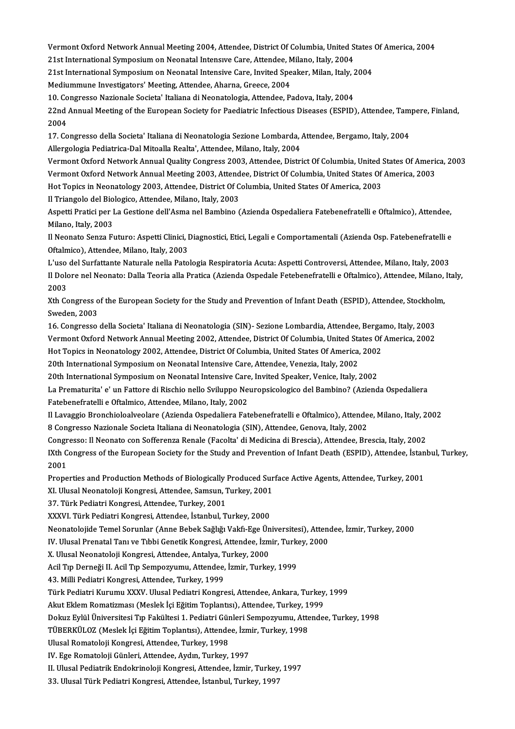Vermont Oxford Network Annual Meeting 2004, Attendee, District Of Columbia, United States Of America, 2004
21st International Symposium on Neonatal Intensıve Care, Attendee, Milano, Italy, 2004
21st International Symposium on Neonatal Intensive Care, Invited Speaker, Milan, Italy, 2004
Mediummune Investigators' Meeting, Attendee, Aharna, Greece, 2004
10. Congresso Nazionale Societa' Italiana di Neonatologia, Attendee, Padova, Italy, 2004
22nd Annual Meeting of the European Society for Paediatric Infectious Diseases (ESPID), Attendee, Tampere, Finland, 2004
17. Congresso della Societa' Italiana di Neonatologia Sezione Lombarda, Attendee, Bergamo, Italy, 2004
Allergologia Pediatrica-Dal Mitoalla Realta', Attendee, Milano, Italy, 2004
Vermont Oxford Network Annual Quality Congress 2003, Attendee, District Of Columbia, United States Of America, 2003
Vermont Oxford Network Annual Meeting 2003, Attendee, District Of Columbia, United States Of America, 2003
Hot Topics in Neonatology 2003, Attendee, District Of Columbia, United States Of America, 2003
Il Triangolo del Biologico, Attendee, Milano, Italy, 2003
Aspetti Pratici per La Gestione dell'Asma nel Bambino (Azienda Ospedaliera Fatebenefratelli e Oftalmico), Attendee, Milano, Italy, 2003
Il Neonato Senza Futuro: Aspetti Clinici, Diagnostici, Etici, Legali e Comportamentali (Azienda Osp. Fatebenefratelli e Oftalmico), Attendee, Milano, Italy, 2003
L'uso del Surfattante Naturale nella Patologia Respiratoria Acuta: Aspetti Controversi, Attendee, Milano, Italy, 2003
Il Dolore nel Neonato: Dalla Teoria alla Pratica (Azienda Ospedale Fetebenefratelli e Oftalmico), Attendee, Milano, Italy, 2003
Xth Congress of the European Society for the Study and Prevention of Infant Death (ESPID), Attendee, Stockholm, Sweden, 2003
16. Congresso della Societa' Italiana di Neonatologia (SIN)- Sezione Lombardia, Attendee, Bergamo, Italy, 2003
Vermont Oxford Network Annual Meeting 2002, Attendee, District Of Columbia, United States Of America, 2002
Hot Topics in Neonatology 2002, Attendee, District Of Columbia, United States Of America, 2002
20th International Symposium on Neonatal Intensive Care, Attendee, Venezia, Italy, 2002
20th International Symposium on Neonatal Intensive Care, Invited Speaker, Venice, Italy, 2002
La Prematurita' e' un Fattore di Rischio nello Sviluppo Neuropsicologico del Bambino? (Azienda Ospedaliera Fatebenefratelli e Oftalmico, Attendee, Milano, Italy, 2002
Il Lavaggio Bronchioloalveolare (Azienda Ospedaliera Fatebenefratelli e Oftalmico), Attendee, Milano, Italy, 2002
8 Congresso Nazionale Societa Italiana di Neonatologia (SIN), Attendee, Genova, Italy, 2002
Congresso: Il Neonato con Sofferenza Renale (Facolta' di Medicina di Brescia), Attendee, Brescia, Italy, 2002
IXth Congress of the European Society for the Study and Prevention of Infant Death (ESPID), Attendee, İstanbul, Turkey, 2001
Properties and Production Methods of Biologically Produced Surface Active Agents, Attendee, Turkey, 2001
XI. Ulusal Neonatoloji Kongresi, Attendee, Samsun, Turkey, 2001
37. Türk Pediatri Kongresi, Attendee, Turkey, 2001
XXXVI. Türk Pediatri Kongresi, Attendee, İstanbul, Turkey, 2000
Neonatolojide Temel Sorunlar (Anne Bebek Sağlığı Vakfı-Ege Üniversitesi), Attendee, İzmir, Turkey, 2000
IV. Ulusal Prenatal Tanı ve Tıbbi Genetik Kongresi, Attendee, İzmir, Turkey, 2000
X. Ulusal Neonatoloji Kongresi, Attendee, Antalya, Turkey, 2000
Acil Tıp Derneği II. Acil Tıp Sempozyumu, Attendee, İzmir, Turkey, 1999
43. Milli Pediatri Kongresi, Attendee, Turkey, 1999
Türk Pediatri Kurumu XXXV. Ulusal Pediatri Kongresi, Attendee, Ankara, Turkey, 1999
Akut Eklem Romatizması (Meslek İçi Eğitim Toplantısı), Attendee, Turkey, 1999
Dokuz Eylül Üniversitesi Tıp Fakültesi 1. Pediatri Günleri Sempozyumu, Attendee, Turkey, 1998
TÜBERKÜLOZ (Meslek İçi Eğitim Toplantısı), Attendee, İzmir, Turkey, 1998
Ulusal Romatoloji Kongresi, Attendee, Turkey, 1998
IV. Ege Romatoloji Günleri, Attendee, Aydın, Turkey, 1997
II. Ulusal Pediatrik Endokrinoloji Kongresi, Attendee, İzmir, Turkey, 1997
33. Ulusal Türk Pediatri Kongresi, Attendee, İstanbul, Turkey, 1997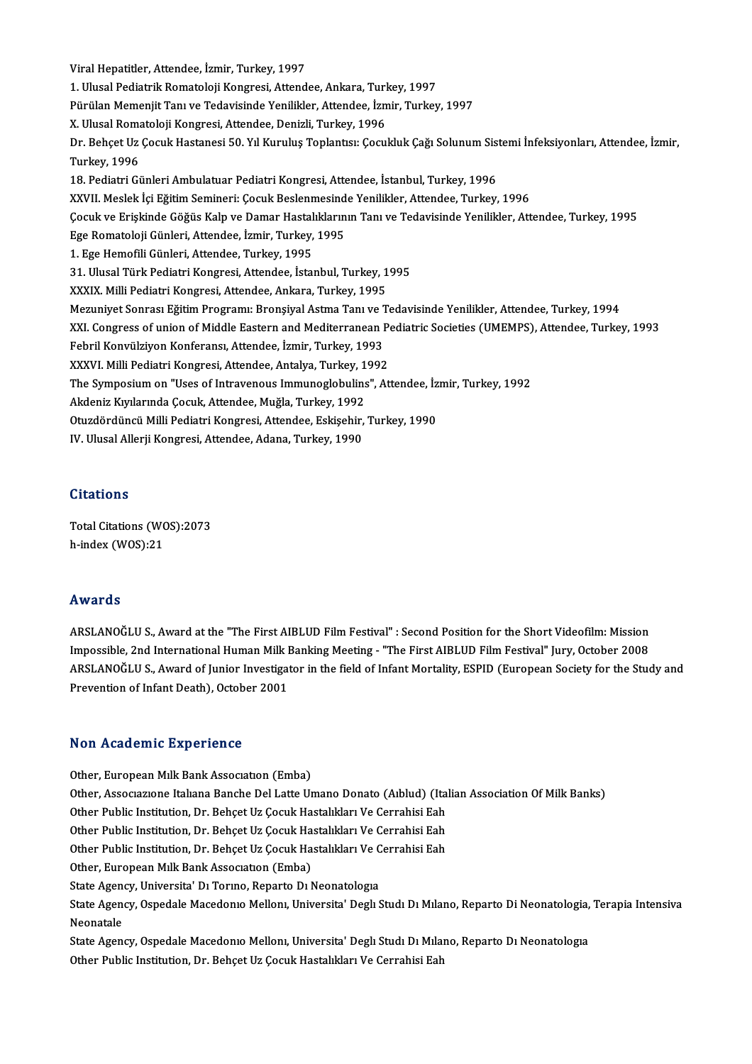Viral Hepatitler, Attendee, İzmir, Turkey, 1997
1. Ulusal Pediatrik Romatoloji Kongresi, Attendee, Ankara, Turkey, 1997
Pürülan Memenjit Tanı ve Tedavisinde Yenilikler, Attendee, İzmir, Turkey, 1997
X. Ulusal Romatoloji Kongresi, Attendee, Denizli, Turkey, 1996
Dr. Behçet Uz Çocuk Hastanesi 50. Yıl Kuruluş Toplantısı: Çocukluk Çağı Solunum Sistemi İnfeksiyonları, Attendee, İzmir, Turkey, 1996
18. Pediatri Günleri Ambulatuar Pediatri Kongresi, Attendee, İstanbul, Turkey, 1996
XXVII. Meslek İçi Eğitim Semineri: Çocuk Beslenmesinde Yenilikler, Attendee, Turkey, 1996
Çocuk ve Erişkinde Göğüs Kalp ve Damar Hastalıklarının Tanı ve Tedavisinde Yenilikler, Attendee, Turkey, 1995
Ege Romatoloji Günleri, Attendee, İzmir, Turkey, 1995
1. Ege Hemofili Günleri, Attendee, Turkey, 1995
31. Ulusal Türk Pediatri Kongresi, Attendee, İstanbul, Turkey, 1995
XXXIX. Milli Pediatri Kongresi, Attendee, Ankara, Turkey, 1995
Mezuniyet Sonrası Eğitim Programı: Bronşiyal Astma Tanı ve Tedavisinde Yenilikler, Attendee, Turkey, 1994
XXI. Congress of union of Middle Eastern and Mediterranean Pediatric Societies (UMEMPS), Attendee, Turkey, 1993
Febril Konvülziyon Konferansı, Attendee, İzmir, Turkey, 1993
XXXVI. Milli Pediatri Kongresi, Attendee, Antalya, Turkey, 1992
The Symposium on "Uses of Intravenous Immunoglobulins", Attendee, İzmir, Turkey, 1992
Akdeniz Kıyılarında Çocuk, Attendee, Muğla, Turkey, 1992
Otuzdördüncü Milli Pediatri Kongresi, Attendee, Eskişehir, Turkey, 1990
IV. Ulusal Allerji Kongresi, Attendee, Adana, Turkey, 1990

## Citations

Total Citations (WOS):2073
h-index (WOS):21

## Awards

ARSLANOĞLU S., Award at the "The First AIBLUD Film Festival" : Second Position for the Short Videofilm: Mission Impossible, 2nd International Human Milk Banking Meeting - "The First AIBLUD Film Festival" Jury, October 2008
ARSLANOĞLU S., Award of Junior Investigator in the field of Infant Mortality, ESPID (European Society for the Study and Prevention of Infant Death), October 2001

## Non Academic Experience

Other, European Mılk Bank Assocıatıon (Emba)
Other, Assocıazıone Italıana Banche Del Latte Umano Donato (Aıblud) (Italian Association Of Milk Banks)
Other Public Institution, Dr. Behçet Uz Çocuk Hastalıkları Ve Cerrahisi Eah
Other Public Institution, Dr. Behçet Uz Çocuk Hastalıkları Ve Cerrahisi Eah
Other Public Institution, Dr. Behçet Uz Çocuk Hastalıkları Ve Cerrahisi Eah
Other, European Mılk Bank Assocıatıon (Emba)
State Agency, Universita' Dı Torıno, Reparto Dı Neonatologıa
State Agency, Ospedale Macedonıo Mellonı, Universita' Deglı Studı Dı Mılano, Reparto Di Neonatologia, Terapia Intensiva Neonatale
State Agency, Ospedale Macedonıo Mellonı, Universita' Deglı Studı Dı Mılano, Reparto Dı Neonatologıa
Other Public Institution, Dr. Behçet Uz Çocuk Hastalıkları Ve Cerrahisi Eah